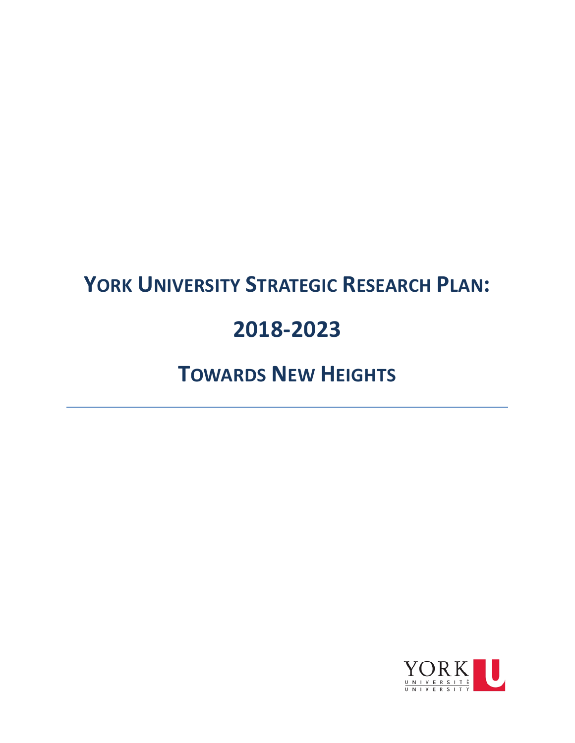# YORK UNIVERSITY STRATEGIC RESEARCH PLAN:

# 2018-2023

# TOWARDS NEW HEIGHTS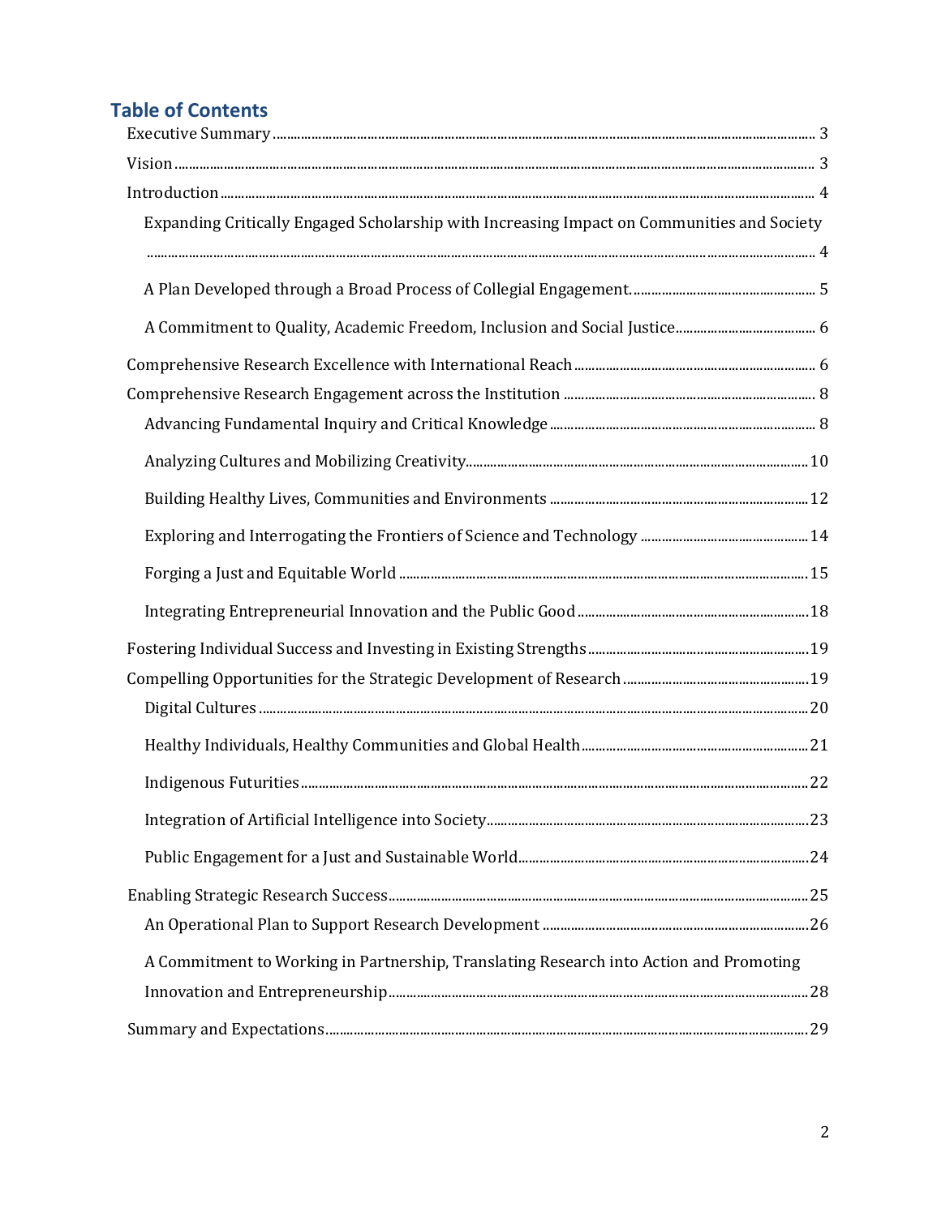## Table of Contents

- Executive Summary ... 3
- Vision ... 3
- Introduction ... 4
  - Expanding Critically Engaged Scholarship with Increasing Impact on Communities and Society ... 4
  - A Plan Developed through a Broad Process of Collegial Engagement. ... 5
  - A Commitment to Quality, Academic Freedom, Inclusion and Social Justice ... 6
- Comprehensive Research Excellence with International Reach ... 6
- Comprehensive Research Engagement across the Institution ... 8
  - Advancing Fundamental Inquiry and Critical Knowledge ... 8
  - Analyzing Cultures and Mobilizing Creativity ... 10
  - Building Healthy Lives, Communities and Environments ... 12
  - Exploring and Interrogating the Frontiers of Science and Technology ... 14
  - Forging a Just and Equitable World ... 15
  - Integrating Entrepreneurial Innovation and the Public Good ... 18
- Fostering Individual Success and Investing in Existing Strengths ... 19
- Compelling Opportunities for the Strategic Development of Research ... 19
  - Digital Cultures ... 20
  - Healthy Individuals, Healthy Communities and Global Health ... 21
  - Indigenous Futurities ... 22
  - Integration of Artificial Intelligence into Society ... 23
  - Public Engagement for a Just and Sustainable World ... 24
- Enabling Strategic Research Success ... 25
  - An Operational Plan to Support Research Development ... 26
  - A Commitment to Working in Partnership, Translating Research into Action and Promoting Innovation and Entrepreneurship ... 28
- Summary and Expectations ... 29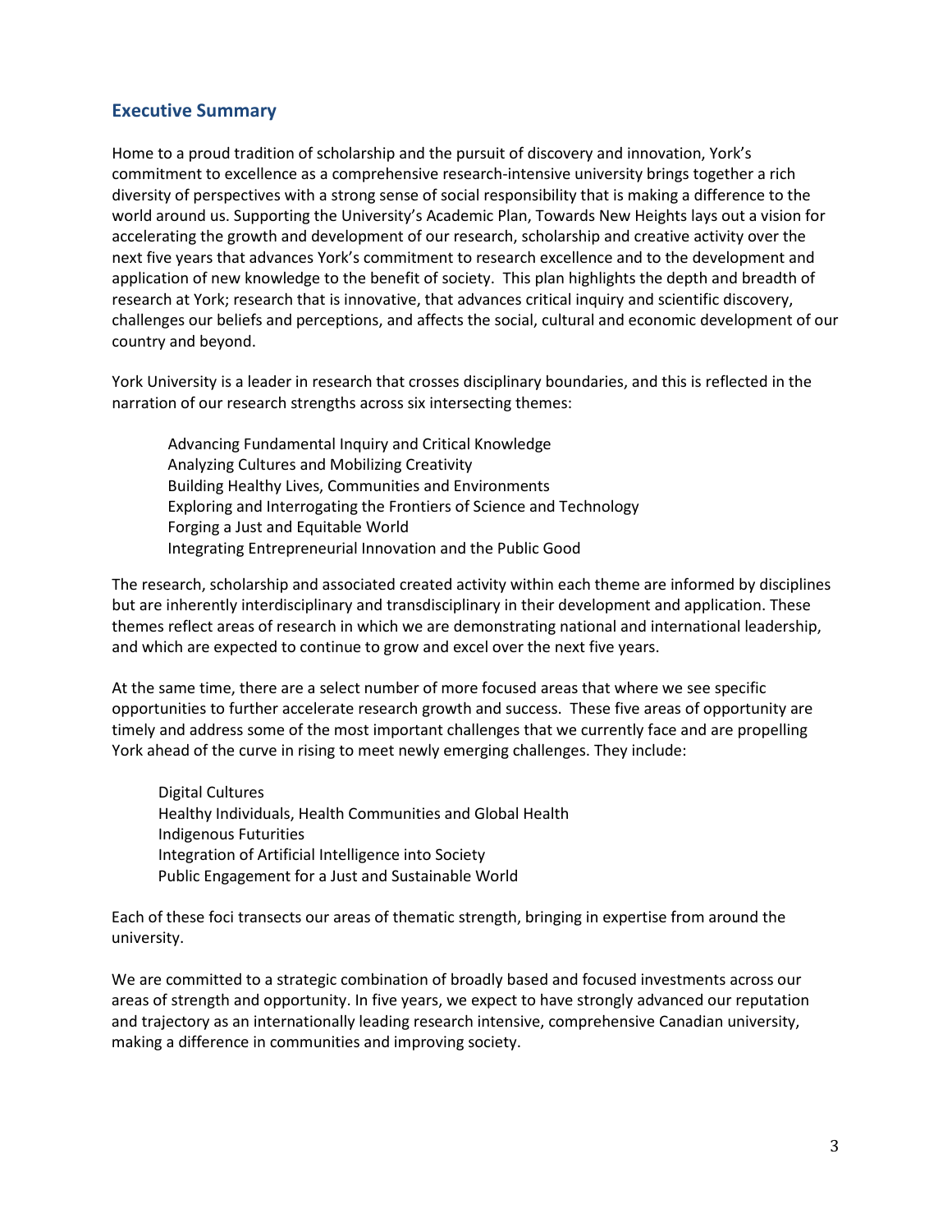## Executive Summary

Home to a proud tradition of scholarship and the pursuit of discovery and innovation, York's commitment to excellence as a comprehensive research-intensive university brings together a rich diversity of perspectives with a strong sense of social responsibility that is making a difference to the world around us. Supporting the University's Academic Plan, Towards New Heights lays out a vision for accelerating the growth and development of our research, scholarship and creative activity over the next five years that advances York's commitment to research excellence and to the development and application of new knowledge to the benefit of society. This plan highlights the depth and breadth of research at York; research that is innovative, that advances critical inquiry and scientific discovery, challenges our beliefs and perceptions, and affects the social, cultural and economic development of our country and beyond.

York University is a leader in research that crosses disciplinary boundaries, and this is reflected in the narration of our research strengths across six intersecting themes:

- Advancing Fundamental Inquiry and Critical Knowledge
- Analyzing Cultures and Mobilizing Creativity
- Building Healthy Lives, Communities and Environments
- Exploring and Interrogating the Frontiers of Science and Technology
- Forging a Just and Equitable World
- Integrating Entrepreneurial Innovation and the Public Good

The research, scholarship and associated created activity within each theme are informed by disciplines but are inherently interdisciplinary and transdisciplinary in their development and application. These themes reflect areas of research in which we are demonstrating national and international leadership, and which are expected to continue to grow and excel over the next five years.

At the same time, there are a select number of more focused areas that where we see specific opportunities to further accelerate research growth and success. These five areas of opportunity are timely and address some of the most important challenges that we currently face and are propelling York ahead of the curve in rising to meet newly emerging challenges. They include:

- Digital Cultures
- Healthy Individuals, Health Communities and Global Health
- Indigenous Futurities
- Integration of Artificial Intelligence into Society
- Public Engagement for a Just and Sustainable World

Each of these foci transects our areas of thematic strength, bringing in expertise from around the university.

We are committed to a strategic combination of broadly based and focused investments across our areas of strength and opportunity. In five years, we expect to have strongly advanced our reputation and trajectory as an internationally leading research intensive, comprehensive Canadian university, making a difference in communities and improving society.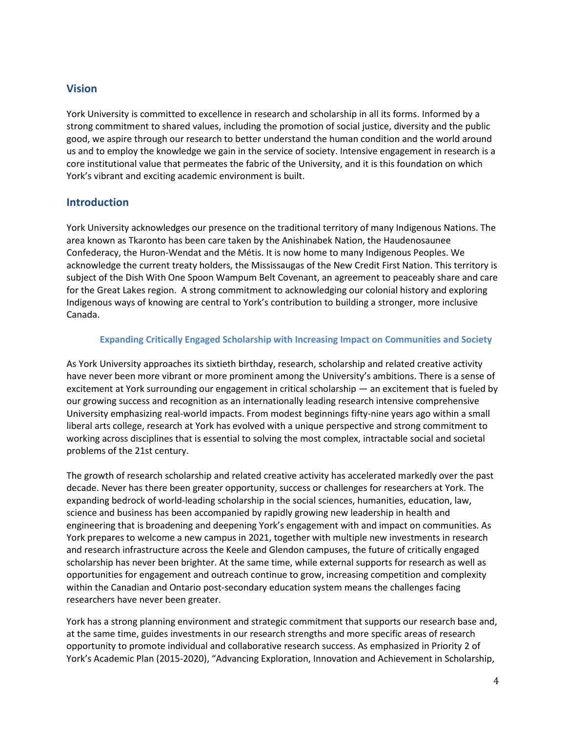## Vision

York University is committed to excellence in research and scholarship in all its forms. Informed by a strong commitment to shared values, including the promotion of social justice, diversity and the public good, we aspire through our research to better understand the human condition and the world around us and to employ the knowledge we gain in the service of society. Intensive engagement in research is a core institutional value that permeates the fabric of the University, and it is this foundation on which York's vibrant and exciting academic environment is built.

## Introduction

York University acknowledges our presence on the traditional territory of many Indigenous Nations. The area known as Tkaronto has been care taken by the Anishinabek Nation, the Haudenosaunee Confederacy, the Huron-Wendat and the Métis. It is now home to many Indigenous Peoples. We acknowledge the current treaty holders, the Mississaugas of the New Credit First Nation. This territory is subject of the Dish With One Spoon Wampum Belt Covenant, an agreement to peaceably share and care for the Great Lakes region. A strong commitment to acknowledging our colonial history and exploring Indigenous ways of knowing are central to York's contribution to building a stronger, more inclusive Canada.

### Expanding Critically Engaged Scholarship with Increasing Impact on Communities and Society

As York University approaches its sixtieth birthday, research, scholarship and related creative activity have never been more vibrant or more prominent among the University's ambitions. There is a sense of excitement at York surrounding our engagement in critical scholarship — an excitement that is fueled by our growing success and recognition as an internationally leading research intensive comprehensive University emphasizing real-world impacts. From modest beginnings fifty-nine years ago within a small liberal arts college, research at York has evolved with a unique perspective and strong commitment to working across disciplines that is essential to solving the most complex, intractable social and societal problems of the 21st century.

The growth of research scholarship and related creative activity has accelerated markedly over the past decade. Never has there been greater opportunity, success or challenges for researchers at York. The expanding bedrock of world-leading scholarship in the social sciences, humanities, education, law, science and business has been accompanied by rapidly growing new leadership in health and engineering that is broadening and deepening York's engagement with and impact on communities. As York prepares to welcome a new campus in 2021, together with multiple new investments in research and research infrastructure across the Keele and Glendon campuses, the future of critically engaged scholarship has never been brighter. At the same time, while external supports for research as well as opportunities for engagement and outreach continue to grow, increasing competition and complexity within the Canadian and Ontario post-secondary education system means the challenges facing researchers have never been greater.

York has a strong planning environment and strategic commitment that supports our research base and, at the same time, guides investments in our research strengths and more specific areas of research opportunity to promote individual and collaborative research success. As emphasized in Priority 2 of York's Academic Plan (2015-2020), "Advancing Exploration, Innovation and Achievement in Scholarship,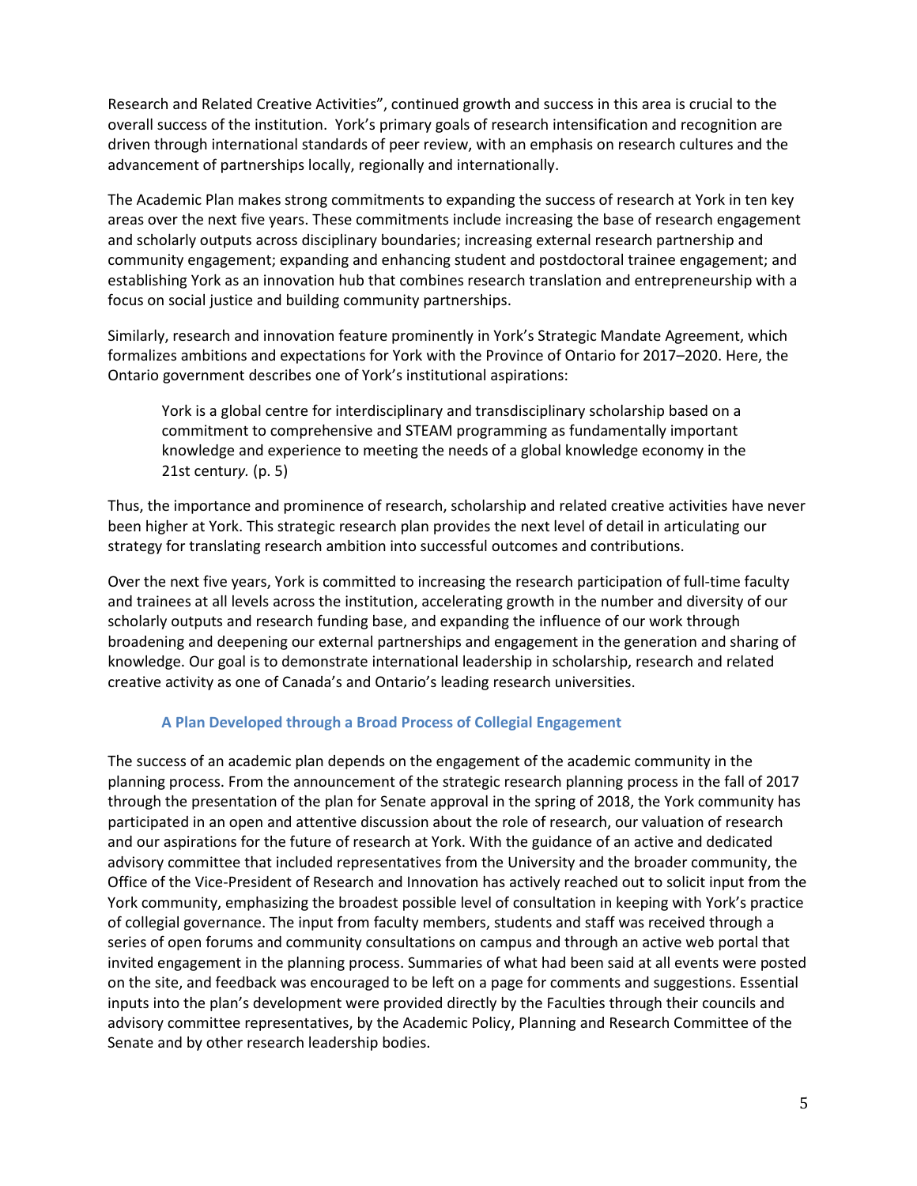Research and Related Creative Activities", continued growth and success in this area is crucial to the overall success of the institution. York's primary goals of research intensification and recognition are driven through international standards of peer review, with an emphasis on research cultures and the advancement of partnerships locally, regionally and internationally.

The Academic Plan makes strong commitments to expanding the success of research at York in ten key areas over the next five years. These commitments include increasing the base of research engagement and scholarly outputs across disciplinary boundaries; increasing external research partnership and community engagement; expanding and enhancing student and postdoctoral trainee engagement; and establishing York as an innovation hub that combines research translation and entrepreneurship with a focus on social justice and building community partnerships.

Similarly, research and innovation feature prominently in York's Strategic Mandate Agreement, which formalizes ambitions and expectations for York with the Province of Ontario for 2017–2020. Here, the Ontario government describes one of York's institutional aspirations:

> York is a global centre for interdisciplinary and transdisciplinary scholarship based on a commitment to comprehensive and STEAM programming as fundamentally important knowledge and experience to meeting the needs of a global knowledge economy in the 21st century. (p. 5)

Thus, the importance and prominence of research, scholarship and related creative activities have never been higher at York. This strategic research plan provides the next level of detail in articulating our strategy for translating research ambition into successful outcomes and contributions.

Over the next five years, York is committed to increasing the research participation of full-time faculty and trainees at all levels across the institution, accelerating growth in the number and diversity of our scholarly outputs and research funding base, and expanding the influence of our work through broadening and deepening our external partnerships and engagement in the generation and sharing of knowledge. Our goal is to demonstrate international leadership in scholarship, research and related creative activity as one of Canada's and Ontario's leading research universities.

### A Plan Developed through a Broad Process of Collegial Engagement

The success of an academic plan depends on the engagement of the academic community in the planning process. From the announcement of the strategic research planning process in the fall of 2017 through the presentation of the plan for Senate approval in the spring of 2018, the York community has participated in an open and attentive discussion about the role of research, our valuation of research and our aspirations for the future of research at York. With the guidance of an active and dedicated advisory committee that included representatives from the University and the broader community, the Office of the Vice-President of Research and Innovation has actively reached out to solicit input from the York community, emphasizing the broadest possible level of consultation in keeping with York's practice of collegial governance. The input from faculty members, students and staff was received through a series of open forums and community consultations on campus and through an active web portal that invited engagement in the planning process. Summaries of what had been said at all events were posted on the site, and feedback was encouraged to be left on a page for comments and suggestions. Essential inputs into the plan's development were provided directly by the Faculties through their councils and advisory committee representatives, by the Academic Policy, Planning and Research Committee of the Senate and by other research leadership bodies.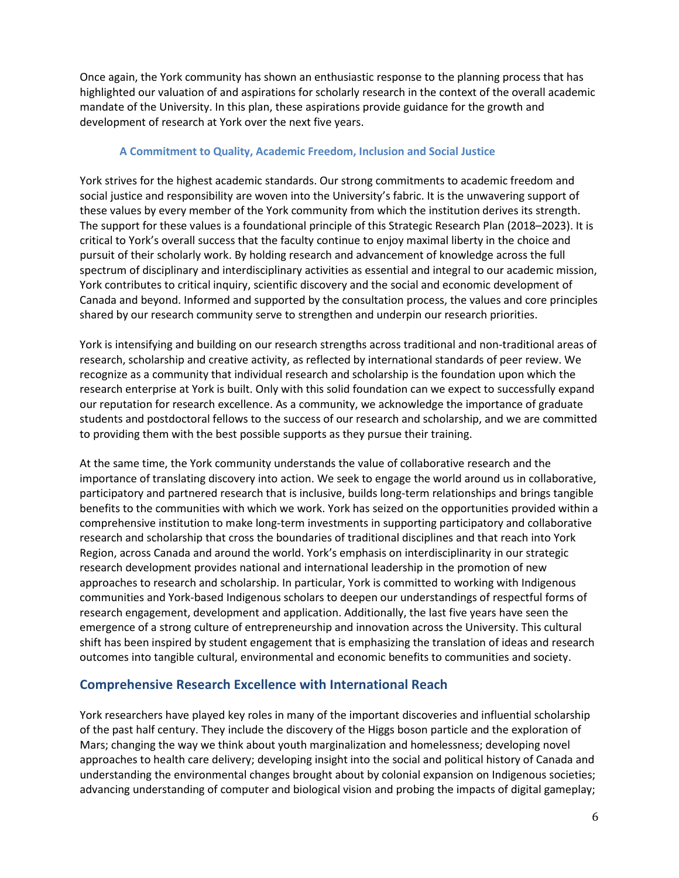Once again, the York community has shown an enthusiastic response to the planning process that has highlighted our valuation of and aspirations for scholarly research in the context of the overall academic mandate of the University. In this plan, these aspirations provide guidance for the growth and development of research at York over the next five years.

### A Commitment to Quality, Academic Freedom, Inclusion and Social Justice

York strives for the highest academic standards. Our strong commitments to academic freedom and social justice and responsibility are woven into the University's fabric. It is the unwavering support of these values by every member of the York community from which the institution derives its strength. The support for these values is a foundational principle of this Strategic Research Plan (2018–2023). It is critical to York's overall success that the faculty continue to enjoy maximal liberty in the choice and pursuit of their scholarly work. By holding research and advancement of knowledge across the full spectrum of disciplinary and interdisciplinary activities as essential and integral to our academic mission, York contributes to critical inquiry, scientific discovery and the social and economic development of Canada and beyond. Informed and supported by the consultation process, the values and core principles shared by our research community serve to strengthen and underpin our research priorities.

York is intensifying and building on our research strengths across traditional and non-traditional areas of research, scholarship and creative activity, as reflected by international standards of peer review. We recognize as a community that individual research and scholarship is the foundation upon which the research enterprise at York is built. Only with this solid foundation can we expect to successfully expand our reputation for research excellence. As a community, we acknowledge the importance of graduate students and postdoctoral fellows to the success of our research and scholarship, and we are committed to providing them with the best possible supports as they pursue their training.

At the same time, the York community understands the value of collaborative research and the importance of translating discovery into action. We seek to engage the world around us in collaborative, participatory and partnered research that is inclusive, builds long-term relationships and brings tangible benefits to the communities with which we work. York has seized on the opportunities provided within a comprehensive institution to make long-term investments in supporting participatory and collaborative research and scholarship that cross the boundaries of traditional disciplines and that reach into York Region, across Canada and around the world. York's emphasis on interdisciplinarity in our strategic research development provides national and international leadership in the promotion of new approaches to research and scholarship. In particular, York is committed to working with Indigenous communities and York-based Indigenous scholars to deepen our understandings of respectful forms of research engagement, development and application. Additionally, the last five years have seen the emergence of a strong culture of entrepreneurship and innovation across the University. This cultural shift has been inspired by student engagement that is emphasizing the translation of ideas and research outcomes into tangible cultural, environmental and economic benefits to communities and society.

## Comprehensive Research Excellence with International Reach

York researchers have played key roles in many of the important discoveries and influential scholarship of the past half century. They include the discovery of the Higgs boson particle and the exploration of Mars; changing the way we think about youth marginalization and homelessness; developing novel approaches to health care delivery; developing insight into the social and political history of Canada and understanding the environmental changes brought about by colonial expansion on Indigenous societies; advancing understanding of computer and biological vision and probing the impacts of digital gameplay;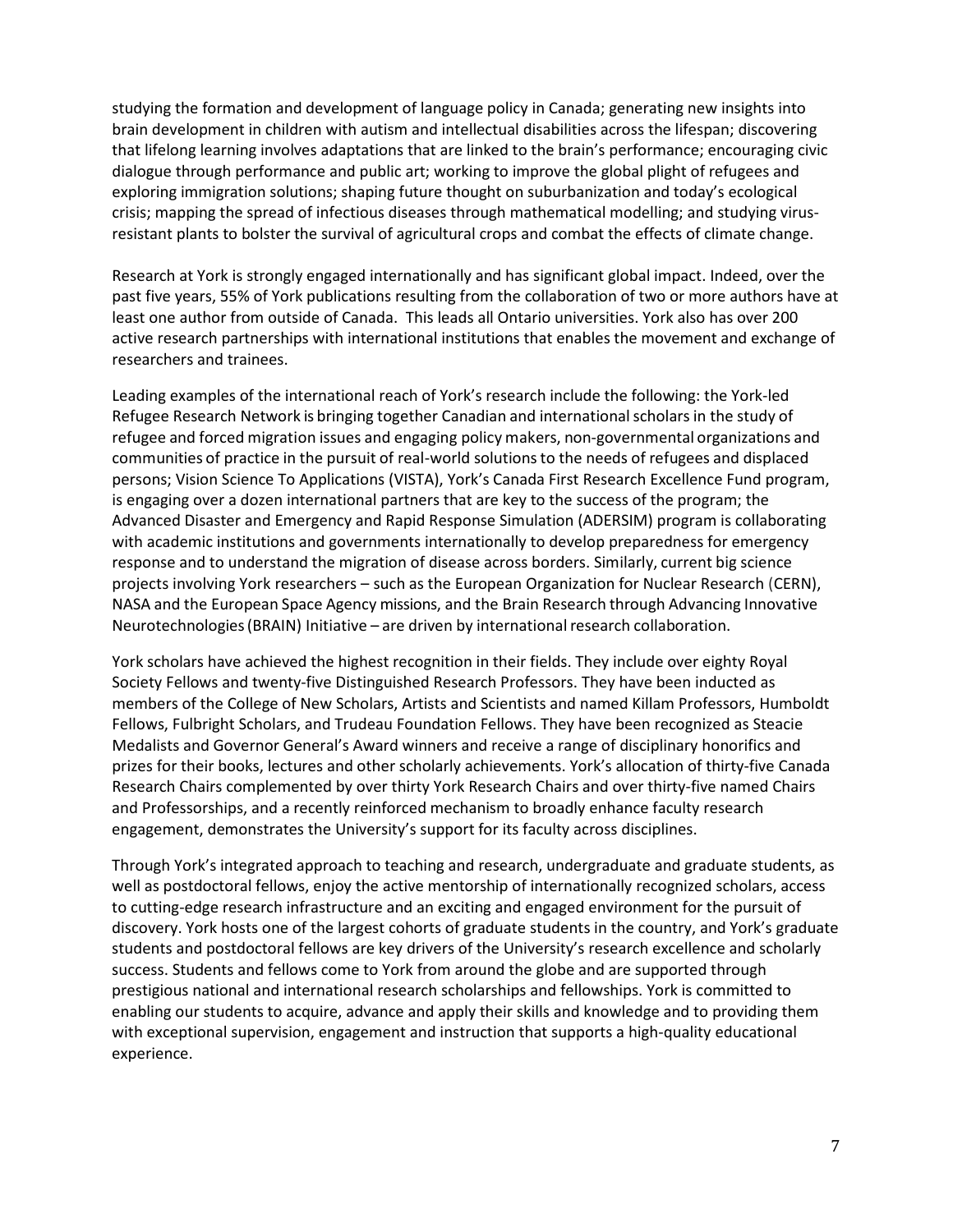studying the formation and development of language policy in Canada; generating new insights into brain development in children with autism and intellectual disabilities across the lifespan; discovering that lifelong learning involves adaptations that are linked to the brain's performance; encouraging civic dialogue through performance and public art; working to improve the global plight of refugees and exploring immigration solutions; shaping future thought on suburbanization and today's ecological crisis; mapping the spread of infectious diseases through mathematical modelling; and studying virus-resistant plants to bolster the survival of agricultural crops and combat the effects of climate change.

Research at York is strongly engaged internationally and has significant global impact. Indeed, over the past five years, 55% of York publications resulting from the collaboration of two or more authors have at least one author from outside of Canada. This leads all Ontario universities. York also has over 200 active research partnerships with international institutions that enables the movement and exchange of researchers and trainees.

Leading examples of the international reach of York's research include the following: the York-led Refugee Research Network is bringing together Canadian and international scholars in the study of refugee and forced migration issues and engaging policy makers, non-governmental organizations and communities of practice in the pursuit of real-world solutions to the needs of refugees and displaced persons; Vision Science To Applications (VISTA), York's Canada First Research Excellence Fund program, is engaging over a dozen international partners that are key to the success of the program; the Advanced Disaster and Emergency and Rapid Response Simulation (ADERSIM) program is collaborating with academic institutions and governments internationally to develop preparedness for emergency response and to understand the migration of disease across borders. Similarly, current big science projects involving York researchers – such as the European Organization for Nuclear Research (CERN), NASA and the European Space Agency missions, and the Brain Research through Advancing Innovative Neurotechnologies (BRAIN) Initiative – are driven by international research collaboration.

York scholars have achieved the highest recognition in their fields. They include over eighty Royal Society Fellows and twenty-five Distinguished Research Professors. They have been inducted as members of the College of New Scholars, Artists and Scientists and named Killam Professors, Humboldt Fellows, Fulbright Scholars, and Trudeau Foundation Fellows. They have been recognized as Steacie Medalists and Governor General's Award winners and receive a range of disciplinary honorifics and prizes for their books, lectures and other scholarly achievements. York's allocation of thirty-five Canada Research Chairs complemented by over thirty York Research Chairs and over thirty-five named Chairs and Professorships, and a recently reinforced mechanism to broadly enhance faculty research engagement, demonstrates the University's support for its faculty across disciplines.

Through York's integrated approach to teaching and research, undergraduate and graduate students, as well as postdoctoral fellows, enjoy the active mentorship of internationally recognized scholars, access to cutting-edge research infrastructure and an exciting and engaged environment for the pursuit of discovery. York hosts one of the largest cohorts of graduate students in the country, and York's graduate students and postdoctoral fellows are key drivers of the University's research excellence and scholarly success. Students and fellows come to York from around the globe and are supported through prestigious national and international research scholarships and fellowships. York is committed to enabling our students to acquire, advance and apply their skills and knowledge and to providing them with exceptional supervision, engagement and instruction that supports a high-quality educational experience.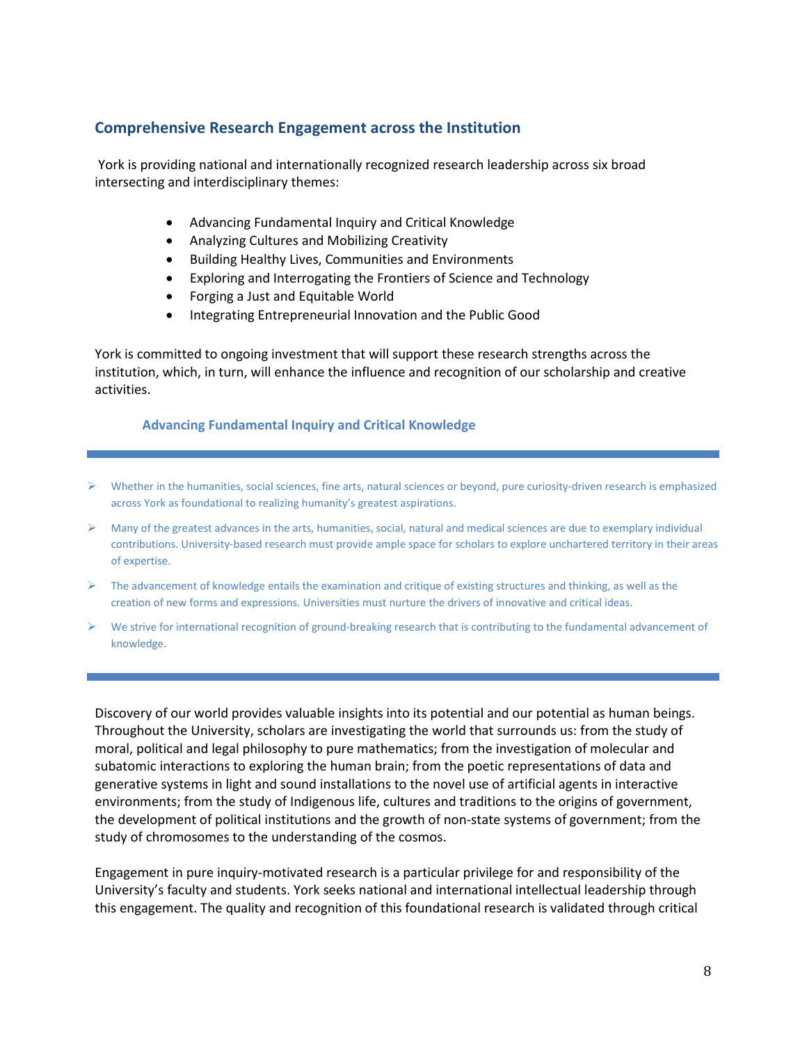## Comprehensive Research Engagement across the Institution

York is providing national and internationally recognized research leadership across six broad intersecting and interdisciplinary themes:

- Advancing Fundamental Inquiry and Critical Knowledge
- Analyzing Cultures and Mobilizing Creativity
- Building Healthy Lives, Communities and Environments
- Exploring and Interrogating the Frontiers of Science and Technology
- Forging a Just and Equitable World
- Integrating Entrepreneurial Innovation and the Public Good

York is committed to ongoing investment that will support these research strengths across the institution, which, in turn, will enhance the influence and recognition of our scholarship and creative activities.

### Advancing Fundamental Inquiry and Critical Knowledge

- Whether in the humanities, social sciences, fine arts, natural sciences or beyond, pure curiosity-driven research is emphasized across York as foundational to realizing humanity's greatest aspirations.
- Many of the greatest advances in the arts, humanities, social, natural and medical sciences are due to exemplary individual contributions. University-based research must provide ample space for scholars to explore unchartered territory in their areas of expertise.
- The advancement of knowledge entails the examination and critique of existing structures and thinking, as well as the creation of new forms and expressions. Universities must nurture the drivers of innovative and critical ideas.
- We strive for international recognition of ground-breaking research that is contributing to the fundamental advancement of knowledge.

Discovery of our world provides valuable insights into its potential and our potential as human beings. Throughout the University, scholars are investigating the world that surrounds us: from the study of moral, political and legal philosophy to pure mathematics; from the investigation of molecular and subatomic interactions to exploring the human brain; from the poetic representations of data and generative systems in light and sound installations to the novel use of artificial agents in interactive environments; from the study of Indigenous life, cultures and traditions to the origins of government, the development of political institutions and the growth of non-state systems of government; from the study of chromosomes to the understanding of the cosmos.

Engagement in pure inquiry-motivated research is a particular privilege for and responsibility of the University's faculty and students. York seeks national and international intellectual leadership through this engagement. The quality and recognition of this foundational research is validated through critical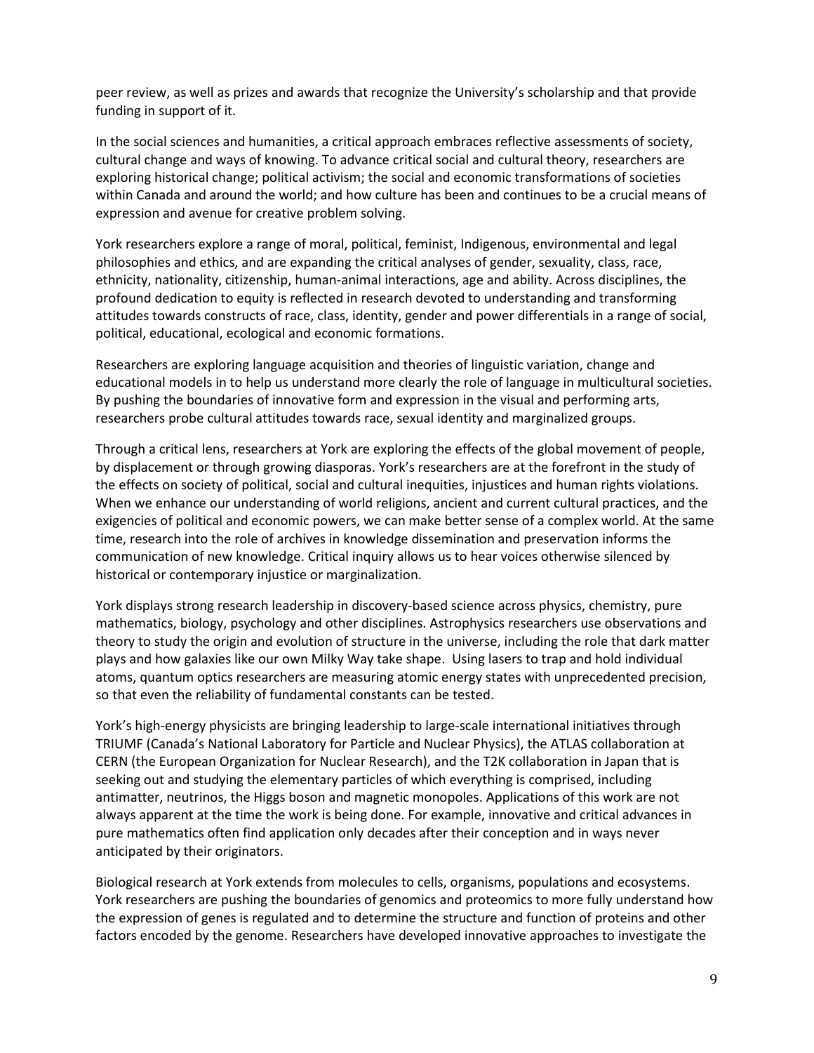peer review, as well as prizes and awards that recognize the University's scholarship and that provide funding in support of it.

In the social sciences and humanities, a critical approach embraces reflective assessments of society, cultural change and ways of knowing. To advance critical social and cultural theory, researchers are exploring historical change; political activism; the social and economic transformations of societies within Canada and around the world; and how culture has been and continues to be a crucial means of expression and avenue for creative problem solving.

York researchers explore a range of moral, political, feminist, Indigenous, environmental and legal philosophies and ethics, and are expanding the critical analyses of gender, sexuality, class, race, ethnicity, nationality, citizenship, human-animal interactions, age and ability. Across disciplines, the profound dedication to equity is reflected in research devoted to understanding and transforming attitudes towards constructs of race, class, identity, gender and power differentials in a range of social, political, educational, ecological and economic formations.

Researchers are exploring language acquisition and theories of linguistic variation, change and educational models in to help us understand more clearly the role of language in multicultural societies. By pushing the boundaries of innovative form and expression in the visual and performing arts, researchers probe cultural attitudes towards race, sexual identity and marginalized groups.

Through a critical lens, researchers at York are exploring the effects of the global movement of people, by displacement or through growing diasporas. York's researchers are at the forefront in the study of the effects on society of political, social and cultural inequities, injustices and human rights violations. When we enhance our understanding of world religions, ancient and current cultural practices, and the exigencies of political and economic powers, we can make better sense of a complex world. At the same time, research into the role of archives in knowledge dissemination and preservation informs the communication of new knowledge. Critical inquiry allows us to hear voices otherwise silenced by historical or contemporary injustice or marginalization.

York displays strong research leadership in discovery-based science across physics, chemistry, pure mathematics, biology, psychology and other disciplines. Astrophysics researchers use observations and theory to study the origin and evolution of structure in the universe, including the role that dark matter plays and how galaxies like our own Milky Way take shape. Using lasers to trap and hold individual atoms, quantum optics researchers are measuring atomic energy states with unprecedented precision, so that even the reliability of fundamental constants can be tested.

York's high-energy physicists are bringing leadership to large-scale international initiatives through TRIUMF (Canada's National Laboratory for Particle and Nuclear Physics), the ATLAS collaboration at CERN (the European Organization for Nuclear Research), and the T2K collaboration in Japan that is seeking out and studying the elementary particles of which everything is comprised, including antimatter, neutrinos, the Higgs boson and magnetic monopoles. Applications of this work are not always apparent at the time the work is being done. For example, innovative and critical advances in pure mathematics often find application only decades after their conception and in ways never anticipated by their originators.

Biological research at York extends from molecules to cells, organisms, populations and ecosystems. York researchers are pushing the boundaries of genomics and proteomics to more fully understand how the expression of genes is regulated and to determine the structure and function of proteins and other factors encoded by the genome. Researchers have developed innovative approaches to investigate the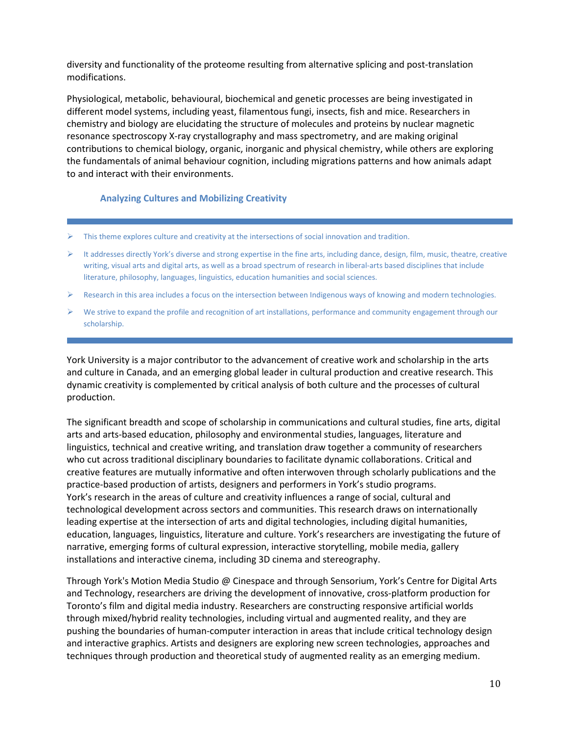diversity and functionality of the proteome resulting from alternative splicing and post-translation modifications.

Physiological, metabolic, behavioural, biochemical and genetic processes are being investigated in different model systems, including yeast, filamentous fungi, insects, fish and mice. Researchers in chemistry and biology are elucidating the structure of molecules and proteins by nuclear magnetic resonance spectroscopy X-ray crystallography and mass spectrometry, and are making original contributions to chemical biology, organic, inorganic and physical chemistry, while others are exploring the fundamentals of animal behaviour cognition, including migrations patterns and how animals adapt to and interact with their environments.

### Analyzing Cultures and Mobilizing Creativity

- This theme explores culture and creativity at the intersections of social innovation and tradition.
- It addresses directly York's diverse and strong expertise in the fine arts, including dance, design, film, music, theatre, creative writing, visual arts and digital arts, as well as a broad spectrum of research in liberal-arts based disciplines that include literature, philosophy, languages, linguistics, education humanities and social sciences.
- Research in this area includes a focus on the intersection between Indigenous ways of knowing and modern technologies.
- We strive to expand the profile and recognition of art installations, performance and community engagement through our scholarship.

York University is a major contributor to the advancement of creative work and scholarship in the arts and culture in Canada, and an emerging global leader in cultural production and creative research. This dynamic creativity is complemented by critical analysis of both culture and the processes of cultural production.

The significant breadth and scope of scholarship in communications and cultural studies, fine arts, digital arts and arts-based education, philosophy and environmental studies, languages, literature and linguistics, technical and creative writing, and translation draw together a community of researchers who cut across traditional disciplinary boundaries to facilitate dynamic collaborations. Critical and creative features are mutually informative and often interwoven through scholarly publications and the practice-based production of artists, designers and performers in York's studio programs. York's research in the areas of culture and creativity influences a range of social, cultural and technological development across sectors and communities. This research draws on internationally leading expertise at the intersection of arts and digital technologies, including digital humanities, education, languages, linguistics, literature and culture. York's researchers are investigating the future of narrative, emerging forms of cultural expression, interactive storytelling, mobile media, gallery installations and interactive cinema, including 3D cinema and stereography.

Through York's Motion Media Studio @ Cinespace and through Sensorium, York's Centre for Digital Arts and Technology, researchers are driving the development of innovative, cross-platform production for Toronto's film and digital media industry. Researchers are constructing responsive artificial worlds through mixed/hybrid reality technologies, including virtual and augmented reality, and they are pushing the boundaries of human-computer interaction in areas that include critical technology design and interactive graphics. Artists and designers are exploring new screen technologies, approaches and techniques through production and theoretical study of augmented reality as an emerging medium.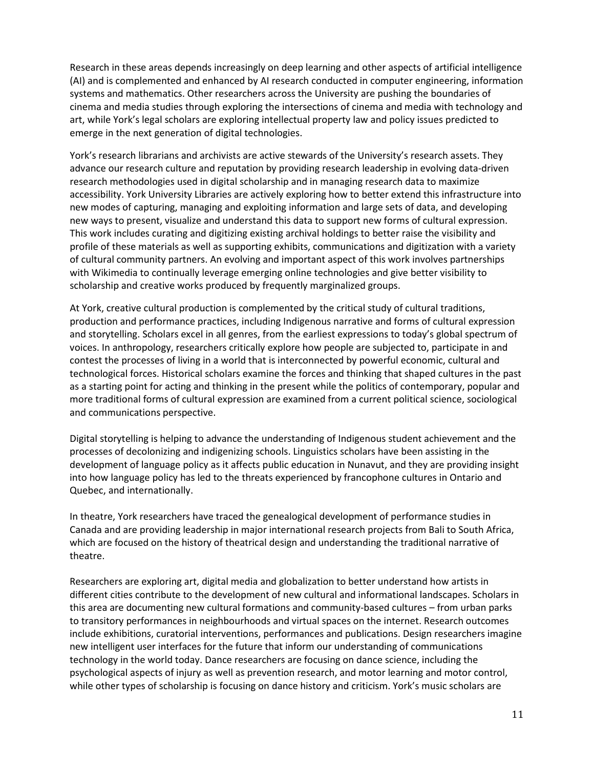Research in these areas depends increasingly on deep learning and other aspects of artificial intelligence (AI) and is complemented and enhanced by AI research conducted in computer engineering, information systems and mathematics. Other researchers across the University are pushing the boundaries of cinema and media studies through exploring the intersections of cinema and media with technology and art, while York's legal scholars are exploring intellectual property law and policy issues predicted to emerge in the next generation of digital technologies.

York's research librarians and archivists are active stewards of the University's research assets. They advance our research culture and reputation by providing research leadership in evolving data-driven research methodologies used in digital scholarship and in managing research data to maximize accessibility. York University Libraries are actively exploring how to better extend this infrastructure into new modes of capturing, managing and exploiting information and large sets of data, and developing new ways to present, visualize and understand this data to support new forms of cultural expression. This work includes curating and digitizing existing archival holdings to better raise the visibility and profile of these materials as well as supporting exhibits, communications and digitization with a variety of cultural community partners. An evolving and important aspect of this work involves partnerships with Wikimedia to continually leverage emerging online technologies and give better visibility to scholarship and creative works produced by frequently marginalized groups.

At York, creative cultural production is complemented by the critical study of cultural traditions, production and performance practices, including Indigenous narrative and forms of cultural expression and storytelling. Scholars excel in all genres, from the earliest expressions to today's global spectrum of voices. In anthropology, researchers critically explore how people are subjected to, participate in and contest the processes of living in a world that is interconnected by powerful economic, cultural and technological forces. Historical scholars examine the forces and thinking that shaped cultures in the past as a starting point for acting and thinking in the present while the politics of contemporary, popular and more traditional forms of cultural expression are examined from a current political science, sociological and communications perspective.

Digital storytelling is helping to advance the understanding of Indigenous student achievement and the processes of decolonizing and indigenizing schools. Linguistics scholars have been assisting in the development of language policy as it affects public education in Nunavut, and they are providing insight into how language policy has led to the threats experienced by francophone cultures in Ontario and Quebec, and internationally.

In theatre, York researchers have traced the genealogical development of performance studies in Canada and are providing leadership in major international research projects from Bali to South Africa, which are focused on the history of theatrical design and understanding the traditional narrative of theatre.

Researchers are exploring art, digital media and globalization to better understand how artists in different cities contribute to the development of new cultural and informational landscapes. Scholars in this area are documenting new cultural formations and community-based cultures – from urban parks to transitory performances in neighbourhoods and virtual spaces on the internet. Research outcomes include exhibitions, curatorial interventions, performances and publications. Design researchers imagine new intelligent user interfaces for the future that inform our understanding of communications technology in the world today. Dance researchers are focusing on dance science, including the psychological aspects of injury as well as prevention research, and motor learning and motor control, while other types of scholarship is focusing on dance history and criticism. York's music scholars are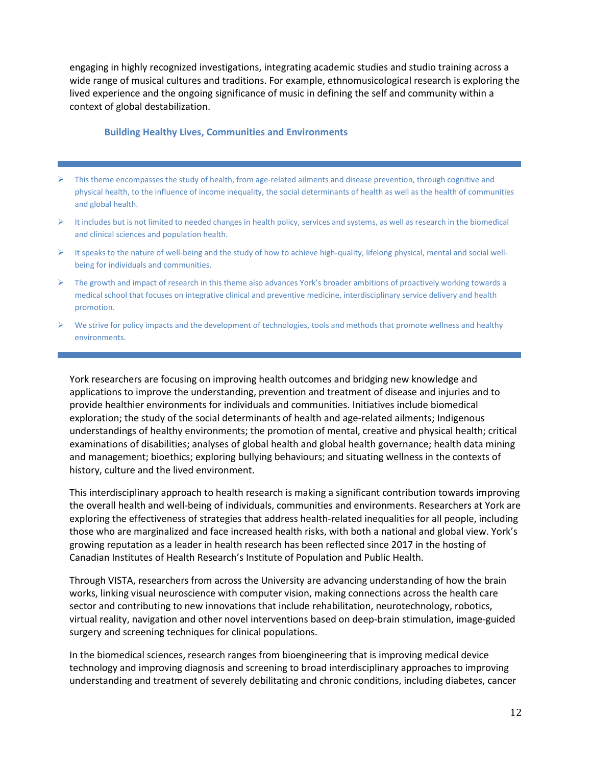engaging in highly recognized investigations, integrating academic studies and studio training across a wide range of musical cultures and traditions. For example, ethnomusicological research is exploring the lived experience and the ongoing significance of music in defining the self and community within a context of global destabilization.

### Building Healthy Lives, Communities and Environments

- This theme encompasses the study of health, from age-related ailments and disease prevention, through cognitive and physical health, to the influence of income inequality, the social determinants of health as well as the health of communities and global health.
- It includes but is not limited to needed changes in health policy, services and systems, as well as research in the biomedical and clinical sciences and population health.
- It speaks to the nature of well-being and the study of how to achieve high-quality, lifelong physical, mental and social well-being for individuals and communities.
- The growth and impact of research in this theme also advances York's broader ambitions of proactively working towards a medical school that focuses on integrative clinical and preventive medicine, interdisciplinary service delivery and health promotion.
- We strive for policy impacts and the development of technologies, tools and methods that promote wellness and healthy environments.

York researchers are focusing on improving health outcomes and bridging new knowledge and applications to improve the understanding, prevention and treatment of disease and injuries and to provide healthier environments for individuals and communities. Initiatives include biomedical exploration; the study of the social determinants of health and age-related ailments; Indigenous understandings of healthy environments; the promotion of mental, creative and physical health; critical examinations of disabilities; analyses of global health and global health governance; health data mining and management; bioethics; exploring bullying behaviours; and situating wellness in the contexts of history, culture and the lived environment.

This interdisciplinary approach to health research is making a significant contribution towards improving the overall health and well-being of individuals, communities and environments. Researchers at York are exploring the effectiveness of strategies that address health-related inequalities for all people, including those who are marginalized and face increased health risks, with both a national and global view. York's growing reputation as a leader in health research has been reflected since 2017 in the hosting of Canadian Institutes of Health Research's Institute of Population and Public Health.

Through VISTA, researchers from across the University are advancing understanding of how the brain works, linking visual neuroscience with computer vision, making connections across the health care sector and contributing to new innovations that include rehabilitation, neurotechnology, robotics, virtual reality, navigation and other novel interventions based on deep-brain stimulation, image-guided surgery and screening techniques for clinical populations.

In the biomedical sciences, research ranges from bioengineering that is improving medical device technology and improving diagnosis and screening to broad interdisciplinary approaches to improving understanding and treatment of severely debilitating and chronic conditions, including diabetes, cancer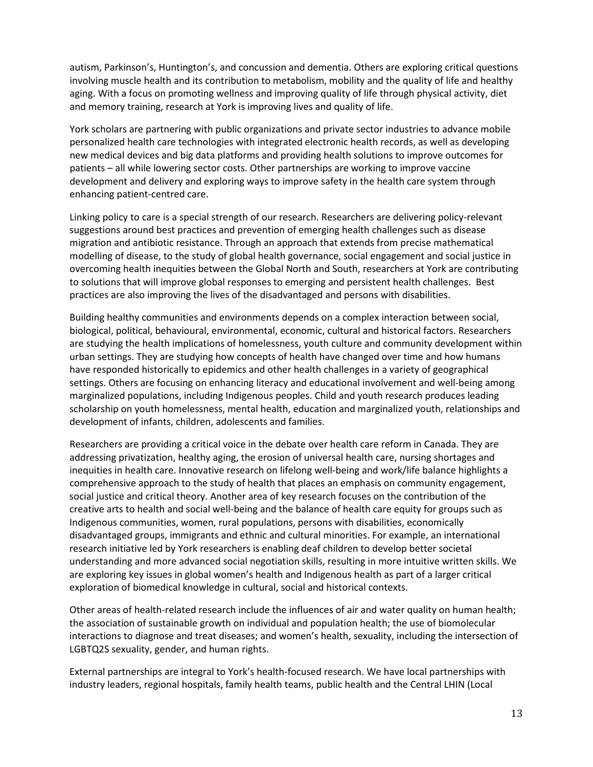autism, Parkinson's, Huntington's, and concussion and dementia. Others are exploring critical questions involving muscle health and its contribution to metabolism, mobility and the quality of life and healthy aging. With a focus on promoting wellness and improving quality of life through physical activity, diet and memory training, research at York is improving lives and quality of life.

York scholars are partnering with public organizations and private sector industries to advance mobile personalized health care technologies with integrated electronic health records, as well as developing new medical devices and big data platforms and providing health solutions to improve outcomes for patients – all while lowering sector costs. Other partnerships are working to improve vaccine development and delivery and exploring ways to improve safety in the health care system through enhancing patient-centred care.

Linking policy to care is a special strength of our research. Researchers are delivering policy-relevant suggestions around best practices and prevention of emerging health challenges such as disease migration and antibiotic resistance. Through an approach that extends from precise mathematical modelling of disease, to the study of global health governance, social engagement and social justice in overcoming health inequities between the Global North and South, researchers at York are contributing to solutions that will improve global responses to emerging and persistent health challenges. Best practices are also improving the lives of the disadvantaged and persons with disabilities.

Building healthy communities and environments depends on a complex interaction between social, biological, political, behavioural, environmental, economic, cultural and historical factors. Researchers are studying the health implications of homelessness, youth culture and community development within urban settings. They are studying how concepts of health have changed over time and how humans have responded historically to epidemics and other health challenges in a variety of geographical settings. Others are focusing on enhancing literacy and educational involvement and well-being among marginalized populations, including Indigenous peoples. Child and youth research produces leading scholarship on youth homelessness, mental health, education and marginalized youth, relationships and development of infants, children, adolescents and families.

Researchers are providing a critical voice in the debate over health care reform in Canada. They are addressing privatization, healthy aging, the erosion of universal health care, nursing shortages and inequities in health care. Innovative research on lifelong well-being and work/life balance highlights a comprehensive approach to the study of health that places an emphasis on community engagement, social justice and critical theory. Another area of key research focuses on the contribution of the creative arts to health and social well-being and the balance of health care equity for groups such as Indigenous communities, women, rural populations, persons with disabilities, economically disadvantaged groups, immigrants and ethnic and cultural minorities. For example, an international research initiative led by York researchers is enabling deaf children to develop better societal understanding and more advanced social negotiation skills, resulting in more intuitive written skills. We are exploring key issues in global women's health and Indigenous health as part of a larger critical exploration of biomedical knowledge in cultural, social and historical contexts.

Other areas of health-related research include the influences of air and water quality on human health; the association of sustainable growth on individual and population health; the use of biomolecular interactions to diagnose and treat diseases; and women's health, sexuality, including the intersection of LGBTQ2S sexuality, gender, and human rights.

External partnerships are integral to York's health-focused research. We have local partnerships with industry leaders, regional hospitals, family health teams, public health and the Central LHIN (Local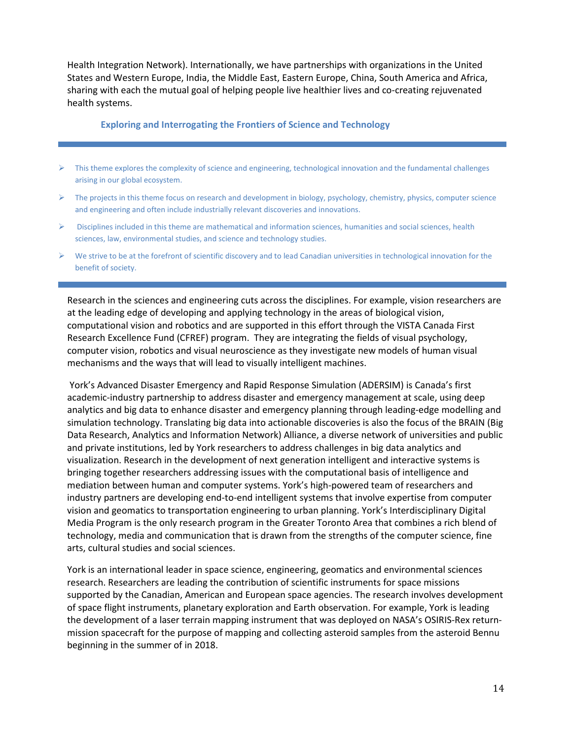Health Integration Network). Internationally, we have partnerships with organizations in the United States and Western Europe, India, the Middle East, Eastern Europe, China, South America and Africa, sharing with each the mutual goal of helping people live healthier lives and co-creating rejuvenated health systems.

### Exploring and Interrogating the Frontiers of Science and Technology

- This theme explores the complexity of science and engineering, technological innovation and the fundamental challenges arising in our global ecosystem.
- The projects in this theme focus on research and development in biology, psychology, chemistry, physics, computer science and engineering and often include industrially relevant discoveries and innovations.
- Disciplines included in this theme are mathematical and information sciences, humanities and social sciences, health sciences, law, environmental studies, and science and technology studies.
- We strive to be at the forefront of scientific discovery and to lead Canadian universities in technological innovation for the benefit of society.

Research in the sciences and engineering cuts across the disciplines. For example, vision researchers are at the leading edge of developing and applying technology in the areas of biological vision, computational vision and robotics and are supported in this effort through the VISTA Canada First Research Excellence Fund (CFREF) program. They are integrating the fields of visual psychology, computer vision, robotics and visual neuroscience as they investigate new models of human visual mechanisms and the ways that will lead to visually intelligent machines.

York's Advanced Disaster Emergency and Rapid Response Simulation (ADERSIM) is Canada's first academic-industry partnership to address disaster and emergency management at scale, using deep analytics and big data to enhance disaster and emergency planning through leading-edge modelling and simulation technology. Translating big data into actionable discoveries is also the focus of the BRAIN (Big Data Research, Analytics and Information Network) Alliance, a diverse network of universities and public and private institutions, led by York researchers to address challenges in big data analytics and visualization. Research in the development of next generation intelligent and interactive systems is bringing together researchers addressing issues with the computational basis of intelligence and mediation between human and computer systems. York's high-powered team of researchers and industry partners are developing end-to-end intelligent systems that involve expertise from computer vision and geomatics to transportation engineering to urban planning. York's Interdisciplinary Digital Media Program is the only research program in the Greater Toronto Area that combines a rich blend of technology, media and communication that is drawn from the strengths of the computer science, fine arts, cultural studies and social sciences.

York is an international leader in space science, engineering, geomatics and environmental sciences research. Researchers are leading the contribution of scientific instruments for space missions supported by the Canadian, American and European space agencies. The research involves development of space flight instruments, planetary exploration and Earth observation. For example, York is leading the development of a laser terrain mapping instrument that was deployed on NASA's OSIRIS-Rex return-mission spacecraft for the purpose of mapping and collecting asteroid samples from the asteroid Bennu beginning in the summer of in 2018.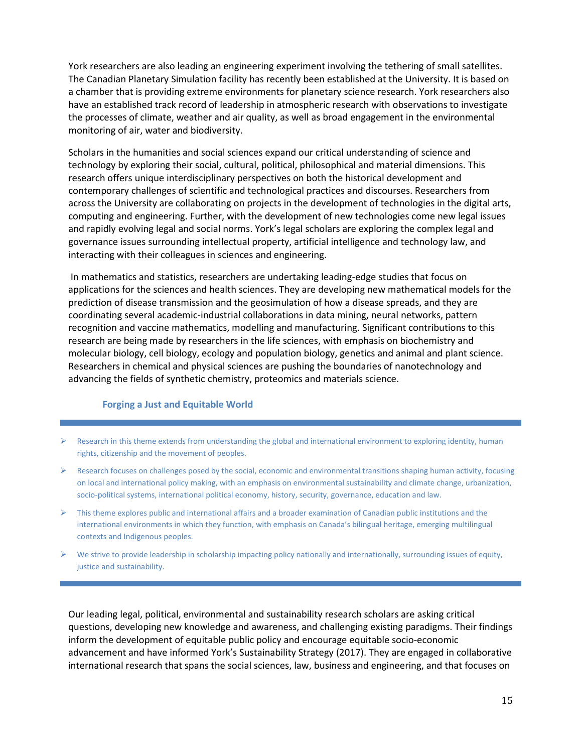York researchers are also leading an engineering experiment involving the tethering of small satellites. The Canadian Planetary Simulation facility has recently been established at the University. It is based on a chamber that is providing extreme environments for planetary science research. York researchers also have an established track record of leadership in atmospheric research with observations to investigate the processes of climate, weather and air quality, as well as broad engagement in the environmental monitoring of air, water and biodiversity.

Scholars in the humanities and social sciences expand our critical understanding of science and technology by exploring their social, cultural, political, philosophical and material dimensions. This research offers unique interdisciplinary perspectives on both the historical development and contemporary challenges of scientific and technological practices and discourses. Researchers from across the University are collaborating on projects in the development of technologies in the digital arts, computing and engineering. Further, with the development of new technologies come new legal issues and rapidly evolving legal and social norms. York's legal scholars are exploring the complex legal and governance issues surrounding intellectual property, artificial intelligence and technology law, and interacting with their colleagues in sciences and engineering.

In mathematics and statistics, researchers are undertaking leading-edge studies that focus on applications for the sciences and health sciences. They are developing new mathematical models for the prediction of disease transmission and the geosimulation of how a disease spreads, and they are coordinating several academic-industrial collaborations in data mining, neural networks, pattern recognition and vaccine mathematics, modelling and manufacturing. Significant contributions to this research are being made by researchers in the life sciences, with emphasis on biochemistry and molecular biology, cell biology, ecology and population biology, genetics and animal and plant science. Researchers in chemical and physical sciences are pushing the boundaries of nanotechnology and advancing the fields of synthetic chemistry, proteomics and materials science.

### Forging a Just and Equitable World

- Research in this theme extends from understanding the global and international environment to exploring identity, human rights, citizenship and the movement of peoples.
- Research focuses on challenges posed by the social, economic and environmental transitions shaping human activity, focusing on local and international policy making, with an emphasis on environmental sustainability and climate change, urbanization, socio-political systems, international political economy, history, security, governance, education and law.
- This theme explores public and international affairs and a broader examination of Canadian public institutions and the international environments in which they function, with emphasis on Canada's bilingual heritage, emerging multilingual contexts and Indigenous peoples.
- We strive to provide leadership in scholarship impacting policy nationally and internationally, surrounding issues of equity, justice and sustainability.

Our leading legal, political, environmental and sustainability research scholars are asking critical questions, developing new knowledge and awareness, and challenging existing paradigms. Their findings inform the development of equitable public policy and encourage equitable socio-economic advancement and have informed York's Sustainability Strategy (2017). They are engaged in collaborative international research that spans the social sciences, law, business and engineering, and that focuses on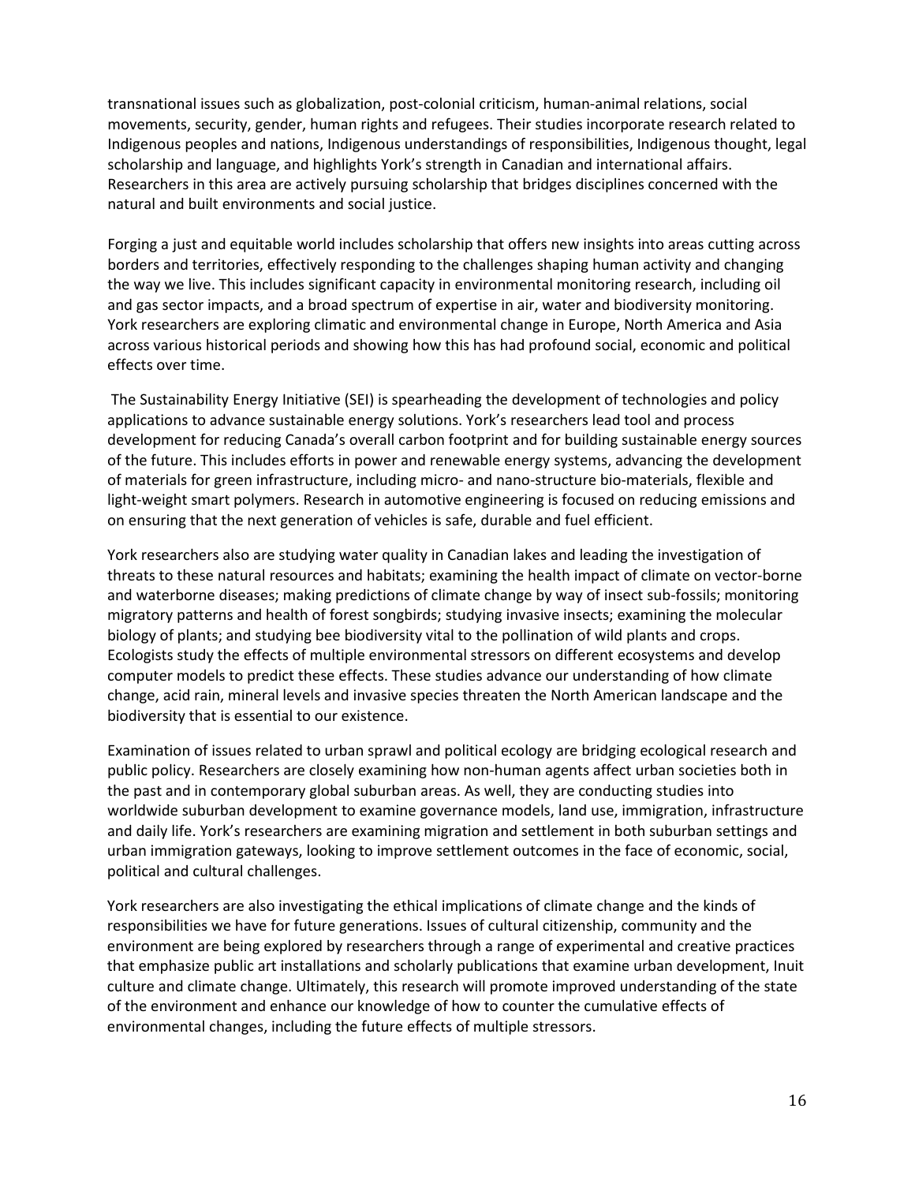transnational issues such as globalization, post-colonial criticism, human-animal relations, social movements, security, gender, human rights and refugees. Their studies incorporate research related to Indigenous peoples and nations, Indigenous understandings of responsibilities, Indigenous thought, legal scholarship and language, and highlights York's strength in Canadian and international affairs. Researchers in this area are actively pursuing scholarship that bridges disciplines concerned with the natural and built environments and social justice.

Forging a just and equitable world includes scholarship that offers new insights into areas cutting across borders and territories, effectively responding to the challenges shaping human activity and changing the way we live. This includes significant capacity in environmental monitoring research, including oil and gas sector impacts, and a broad spectrum of expertise in air, water and biodiversity monitoring. York researchers are exploring climatic and environmental change in Europe, North America and Asia across various historical periods and showing how this has had profound social, economic and political effects over time.

The Sustainability Energy Initiative (SEI) is spearheading the development of technologies and policy applications to advance sustainable energy solutions. York's researchers lead tool and process development for reducing Canada's overall carbon footprint and for building sustainable energy sources of the future. This includes efforts in power and renewable energy systems, advancing the development of materials for green infrastructure, including micro- and nano-structure bio-materials, flexible and light-weight smart polymers. Research in automotive engineering is focused on reducing emissions and on ensuring that the next generation of vehicles is safe, durable and fuel efficient.

York researchers also are studying water quality in Canadian lakes and leading the investigation of threats to these natural resources and habitats; examining the health impact of climate on vector-borne and waterborne diseases; making predictions of climate change by way of insect sub-fossils; monitoring migratory patterns and health of forest songbirds; studying invasive insects; examining the molecular biology of plants; and studying bee biodiversity vital to the pollination of wild plants and crops. Ecologists study the effects of multiple environmental stressors on different ecosystems and develop computer models to predict these effects. These studies advance our understanding of how climate change, acid rain, mineral levels and invasive species threaten the North American landscape and the biodiversity that is essential to our existence.

Examination of issues related to urban sprawl and political ecology are bridging ecological research and public policy. Researchers are closely examining how non-human agents affect urban societies both in the past and in contemporary global suburban areas. As well, they are conducting studies into worldwide suburban development to examine governance models, land use, immigration, infrastructure and daily life. York's researchers are examining migration and settlement in both suburban settings and urban immigration gateways, looking to improve settlement outcomes in the face of economic, social, political and cultural challenges.

York researchers are also investigating the ethical implications of climate change and the kinds of responsibilities we have for future generations. Issues of cultural citizenship, community and the environment are being explored by researchers through a range of experimental and creative practices that emphasize public art installations and scholarly publications that examine urban development, Inuit culture and climate change. Ultimately, this research will promote improved understanding of the state of the environment and enhance our knowledge of how to counter the cumulative effects of environmental changes, including the future effects of multiple stressors.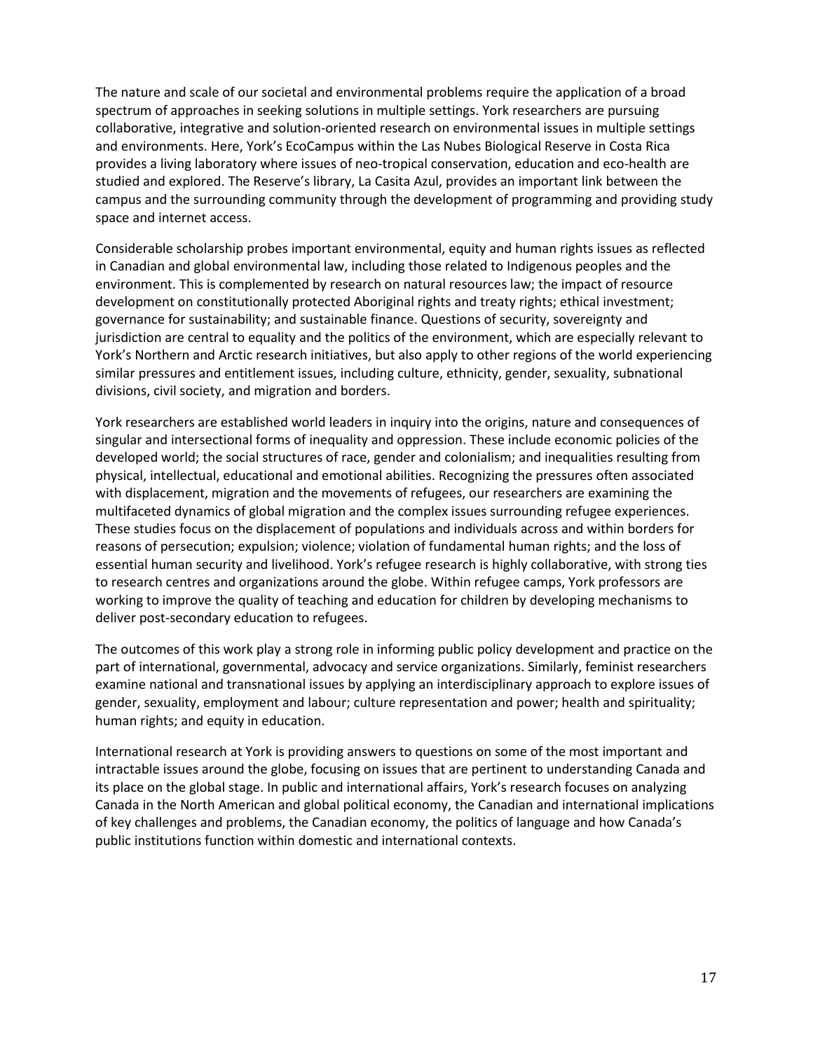The nature and scale of our societal and environmental problems require the application of a broad spectrum of approaches in seeking solutions in multiple settings. York researchers are pursuing collaborative, integrative and solution-oriented research on environmental issues in multiple settings and environments. Here, York's EcoCampus within the Las Nubes Biological Reserve in Costa Rica provides a living laboratory where issues of neo-tropical conservation, education and eco-health are studied and explored. The Reserve's library, La Casita Azul, provides an important link between the campus and the surrounding community through the development of programming and providing study space and internet access.

Considerable scholarship probes important environmental, equity and human rights issues as reflected in Canadian and global environmental law, including those related to Indigenous peoples and the environment. This is complemented by research on natural resources law; the impact of resource development on constitutionally protected Aboriginal rights and treaty rights; ethical investment; governance for sustainability; and sustainable finance. Questions of security, sovereignty and jurisdiction are central to equality and the politics of the environment, which are especially relevant to York's Northern and Arctic research initiatives, but also apply to other regions of the world experiencing similar pressures and entitlement issues, including culture, ethnicity, gender, sexuality, subnational divisions, civil society, and migration and borders.

York researchers are established world leaders in inquiry into the origins, nature and consequences of singular and intersectional forms of inequality and oppression. These include economic policies of the developed world; the social structures of race, gender and colonialism; and inequalities resulting from physical, intellectual, educational and emotional abilities. Recognizing the pressures often associated with displacement, migration and the movements of refugees, our researchers are examining the multifaceted dynamics of global migration and the complex issues surrounding refugee experiences. These studies focus on the displacement of populations and individuals across and within borders for reasons of persecution; expulsion; violence; violation of fundamental human rights; and the loss of essential human security and livelihood. York's refugee research is highly collaborative, with strong ties to research centres and organizations around the globe. Within refugee camps, York professors are working to improve the quality of teaching and education for children by developing mechanisms to deliver post-secondary education to refugees.

The outcomes of this work play a strong role in informing public policy development and practice on the part of international, governmental, advocacy and service organizations. Similarly, feminist researchers examine national and transnational issues by applying an interdisciplinary approach to explore issues of gender, sexuality, employment and labour; culture representation and power; health and spirituality; human rights; and equity in education.

International research at York is providing answers to questions on some of the most important and intractable issues around the globe, focusing on issues that are pertinent to understanding Canada and its place on the global stage. In public and international affairs, York's research focuses on analyzing Canada in the North American and global political economy, the Canadian and international implications of key challenges and problems, the Canadian economy, the politics of language and how Canada's public institutions function within domestic and international contexts.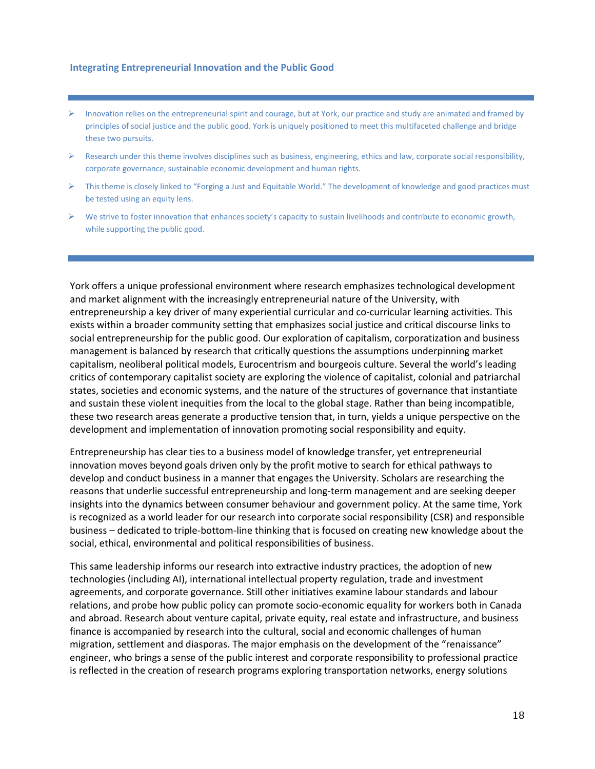### Integrating Entrepreneurial Innovation and the Public Good

- Innovation relies on the entrepreneurial spirit and courage, but at York, our practice and study are animated and framed by principles of social justice and the public good. York is uniquely positioned to meet this multifaceted challenge and bridge these two pursuits.
- Research under this theme involves disciplines such as business, engineering, ethics and law, corporate social responsibility, corporate governance, sustainable economic development and human rights.
- This theme is closely linked to "Forging a Just and Equitable World." The development of knowledge and good practices must be tested using an equity lens.
- We strive to foster innovation that enhances society's capacity to sustain livelihoods and contribute to economic growth, while supporting the public good.

York offers a unique professional environment where research emphasizes technological development and market alignment with the increasingly entrepreneurial nature of the University, with entrepreneurship a key driver of many experiential curricular and co-curricular learning activities. This exists within a broader community setting that emphasizes social justice and critical discourse links to social entrepreneurship for the public good. Our exploration of capitalism, corporatization and business management is balanced by research that critically questions the assumptions underpinning market capitalism, neoliberal political models, Eurocentrism and bourgeois culture. Several the world's leading critics of contemporary capitalist society are exploring the violence of capitalist, colonial and patriarchal states, societies and economic systems, and the nature of the structures of governance that instantiate and sustain these violent inequities from the local to the global stage. Rather than being incompatible, these two research areas generate a productive tension that, in turn, yields a unique perspective on the development and implementation of innovation promoting social responsibility and equity.

Entrepreneurship has clear ties to a business model of knowledge transfer, yet entrepreneurial innovation moves beyond goals driven only by the profit motive to search for ethical pathways to develop and conduct business in a manner that engages the University. Scholars are researching the reasons that underlie successful entrepreneurship and long-term management and are seeking deeper insights into the dynamics between consumer behaviour and government policy. At the same time, York is recognized as a world leader for our research into corporate social responsibility (CSR) and responsible business – dedicated to triple-bottom-line thinking that is focused on creating new knowledge about the social, ethical, environmental and political responsibilities of business.

This same leadership informs our research into extractive industry practices, the adoption of new technologies (including AI), international intellectual property regulation, trade and investment agreements, and corporate governance. Still other initiatives examine labour standards and labour relations, and probe how public policy can promote socio-economic equality for workers both in Canada and abroad. Research about venture capital, private equity, real estate and infrastructure, and business finance is accompanied by research into the cultural, social and economic challenges of human migration, settlement and diasporas. The major emphasis on the development of the "renaissance" engineer, who brings a sense of the public interest and corporate responsibility to professional practice is reflected in the creation of research programs exploring transportation networks, energy solutions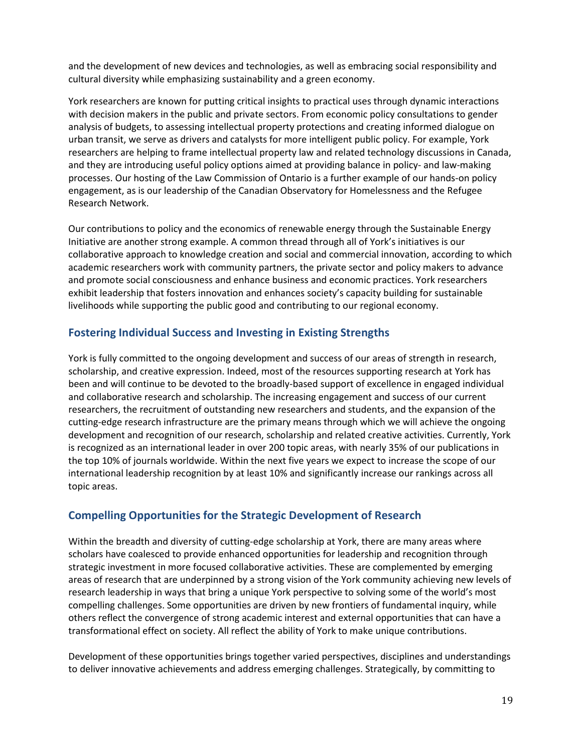and the development of new devices and technologies, as well as embracing social responsibility and cultural diversity while emphasizing sustainability and a green economy.

York researchers are known for putting critical insights to practical uses through dynamic interactions with decision makers in the public and private sectors. From economic policy consultations to gender analysis of budgets, to assessing intellectual property protections and creating informed dialogue on urban transit, we serve as drivers and catalysts for more intelligent public policy. For example, York researchers are helping to frame intellectual property law and related technology discussions in Canada, and they are introducing useful policy options aimed at providing balance in policy- and law-making processes. Our hosting of the Law Commission of Ontario is a further example of our hands-on policy engagement, as is our leadership of the Canadian Observatory for Homelessness and the Refugee Research Network.

Our contributions to policy and the economics of renewable energy through the Sustainable Energy Initiative are another strong example. A common thread through all of York's initiatives is our collaborative approach to knowledge creation and social and commercial innovation, according to which academic researchers work with community partners, the private sector and policy makers to advance and promote social consciousness and enhance business and economic practices. York researchers exhibit leadership that fosters innovation and enhances society's capacity building for sustainable livelihoods while supporting the public good and contributing to our regional economy.

## Fostering Individual Success and Investing in Existing Strengths

York is fully committed to the ongoing development and success of our areas of strength in research, scholarship, and creative expression. Indeed, most of the resources supporting research at York has been and will continue to be devoted to the broadly-based support of excellence in engaged individual and collaborative research and scholarship. The increasing engagement and success of our current researchers, the recruitment of outstanding new researchers and students, and the expansion of the cutting-edge research infrastructure are the primary means through which we will achieve the ongoing development and recognition of our research, scholarship and related creative activities. Currently, York is recognized as an international leader in over 200 topic areas, with nearly 35% of our publications in the top 10% of journals worldwide. Within the next five years we expect to increase the scope of our international leadership recognition by at least 10% and significantly increase our rankings across all topic areas.

## Compelling Opportunities for the Strategic Development of Research

Within the breadth and diversity of cutting-edge scholarship at York, there are many areas where scholars have coalesced to provide enhanced opportunities for leadership and recognition through strategic investment in more focused collaborative activities. These are complemented by emerging areas of research that are underpinned by a strong vision of the York community achieving new levels of research leadership in ways that bring a unique York perspective to solving some of the world's most compelling challenges. Some opportunities are driven by new frontiers of fundamental inquiry, while others reflect the convergence of strong academic interest and external opportunities that can have a transformational effect on society. All reflect the ability of York to make unique contributions.

Development of these opportunities brings together varied perspectives, disciplines and understandings to deliver innovative achievements and address emerging challenges. Strategically, by committing to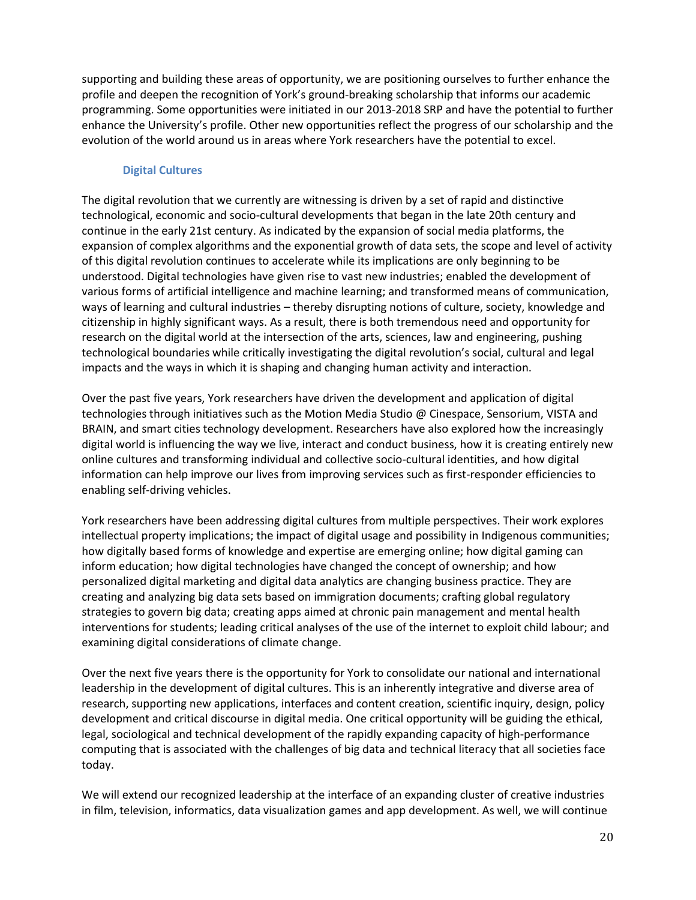supporting and building these areas of opportunity, we are positioning ourselves to further enhance the profile and deepen the recognition of York's ground-breaking scholarship that informs our academic programming. Some opportunities were initiated in our 2013-2018 SRP and have the potential to further enhance the University's profile. Other new opportunities reflect the progress of our scholarship and the evolution of the world around us in areas where York researchers have the potential to excel.

### Digital Cultures

The digital revolution that we currently are witnessing is driven by a set of rapid and distinctive technological, economic and socio-cultural developments that began in the late 20th century and continue in the early 21st century. As indicated by the expansion of social media platforms, the expansion of complex algorithms and the exponential growth of data sets, the scope and level of activity of this digital revolution continues to accelerate while its implications are only beginning to be understood. Digital technologies have given rise to vast new industries; enabled the development of various forms of artificial intelligence and machine learning; and transformed means of communication, ways of learning and cultural industries – thereby disrupting notions of culture, society, knowledge and citizenship in highly significant ways. As a result, there is both tremendous need and opportunity for research on the digital world at the intersection of the arts, sciences, law and engineering, pushing technological boundaries while critically investigating the digital revolution's social, cultural and legal impacts and the ways in which it is shaping and changing human activity and interaction.

Over the past five years, York researchers have driven the development and application of digital technologies through initiatives such as the Motion Media Studio @ Cinespace, Sensorium, VISTA and BRAIN, and smart cities technology development. Researchers have also explored how the increasingly digital world is influencing the way we live, interact and conduct business, how it is creating entirely new online cultures and transforming individual and collective socio-cultural identities, and how digital information can help improve our lives from improving services such as first-responder efficiencies to enabling self-driving vehicles.

York researchers have been addressing digital cultures from multiple perspectives. Their work explores intellectual property implications; the impact of digital usage and possibility in Indigenous communities; how digitally based forms of knowledge and expertise are emerging online; how digital gaming can inform education; how digital technologies have changed the concept of ownership; and how personalized digital marketing and digital data analytics are changing business practice. They are creating and analyzing big data sets based on immigration documents; crafting global regulatory strategies to govern big data; creating apps aimed at chronic pain management and mental health interventions for students; leading critical analyses of the use of the internet to exploit child labour; and examining digital considerations of climate change.

Over the next five years there is the opportunity for York to consolidate our national and international leadership in the development of digital cultures. This is an inherently integrative and diverse area of research, supporting new applications, interfaces and content creation, scientific inquiry, design, policy development and critical discourse in digital media. One critical opportunity will be guiding the ethical, legal, sociological and technical development of the rapidly expanding capacity of high-performance computing that is associated with the challenges of big data and technical literacy that all societies face today.

We will extend our recognized leadership at the interface of an expanding cluster of creative industries in film, television, informatics, data visualization games and app development. As well, we will continue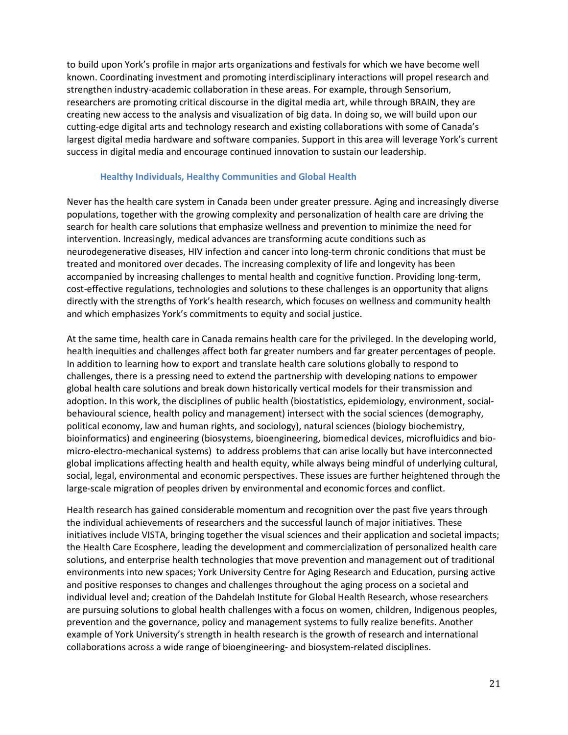to build upon York's profile in major arts organizations and festivals for which we have become well known. Coordinating investment and promoting interdisciplinary interactions will propel research and strengthen industry-academic collaboration in these areas. For example, through Sensorium, researchers are promoting critical discourse in the digital media art, while through BRAIN, they are creating new access to the analysis and visualization of big data. In doing so, we will build upon our cutting-edge digital arts and technology research and existing collaborations with some of Canada's largest digital media hardware and software companies. Support in this area will leverage York's current success in digital media and encourage continued innovation to sustain our leadership.

### Healthy Individuals, Healthy Communities and Global Health

Never has the health care system in Canada been under greater pressure. Aging and increasingly diverse populations, together with the growing complexity and personalization of health care are driving the search for health care solutions that emphasize wellness and prevention to minimize the need for intervention. Increasingly, medical advances are transforming acute conditions such as neurodegenerative diseases, HIV infection and cancer into long-term chronic conditions that must be treated and monitored over decades. The increasing complexity of life and longevity has been accompanied by increasing challenges to mental health and cognitive function. Providing long-term, cost-effective regulations, technologies and solutions to these challenges is an opportunity that aligns directly with the strengths of York's health research, which focuses on wellness and community health and which emphasizes York's commitments to equity and social justice.

At the same time, health care in Canada remains health care for the privileged. In the developing world, health inequities and challenges affect both far greater numbers and far greater percentages of people. In addition to learning how to export and translate health care solutions globally to respond to challenges, there is a pressing need to extend the partnership with developing nations to empower global health care solutions and break down historically vertical models for their transmission and adoption. In this work, the disciplines of public health (biostatistics, epidemiology, environment, social-behavioural science, health policy and management) intersect with the social sciences (demography, political economy, law and human rights, and sociology), natural sciences (biology biochemistry, bioinformatics) and engineering (biosystems, bioengineering, biomedical devices, microfluidics and bio-micro-electro-mechanical systems) to address problems that can arise locally but have interconnected global implications affecting health and health equity, while always being mindful of underlying cultural, social, legal, environmental and economic perspectives. These issues are further heightened through the large-scale migration of peoples driven by environmental and economic forces and conflict.

Health research has gained considerable momentum and recognition over the past five years through the individual achievements of researchers and the successful launch of major initiatives. These initiatives include VISTA, bringing together the visual sciences and their application and societal impacts; the Health Care Ecosphere, leading the development and commercialization of personalized health care solutions, and enterprise health technologies that move prevention and management out of traditional environments into new spaces; York University Centre for Aging Research and Education, pursing active and positive responses to changes and challenges throughout the aging process on a societal and individual level and; creation of the Dahdelah Institute for Global Health Research, whose researchers are pursuing solutions to global health challenges with a focus on women, children, Indigenous peoples, prevention and the governance, policy and management systems to fully realize benefits. Another example of York University's strength in health research is the growth of research and international collaborations across a wide range of bioengineering- and biosystem-related disciplines.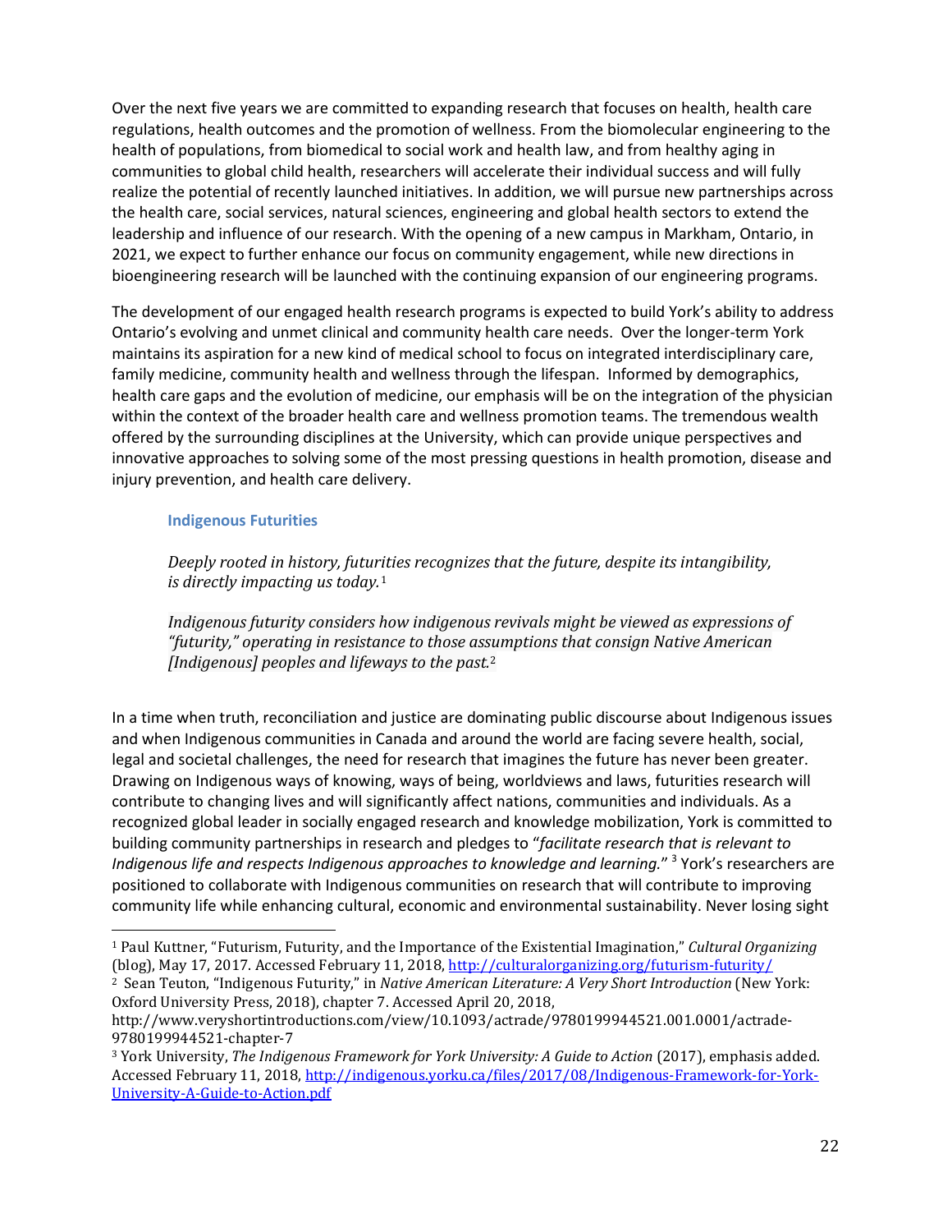Over the next five years we are committed to expanding research that focuses on health, health care regulations, health outcomes and the promotion of wellness. From the biomolecular engineering to the health of populations, from biomedical to social work and health law, and from healthy aging in communities to global child health, researchers will accelerate their individual success and will fully realize the potential of recently launched initiatives. In addition, we will pursue new partnerships across the health care, social services, natural sciences, engineering and global health sectors to extend the leadership and influence of our research. With the opening of a new campus in Markham, Ontario, in 2021, we expect to further enhance our focus on community engagement, while new directions in bioengineering research will be launched with the continuing expansion of our engineering programs.

The development of our engaged health research programs is expected to build York's ability to address Ontario's evolving and unmet clinical and community health care needs. Over the longer-term York maintains its aspiration for a new kind of medical school to focus on integrated interdisciplinary care, family medicine, community health and wellness through the lifespan. Informed by demographics, health care gaps and the evolution of medicine, our emphasis will be on the integration of the physician within the context of the broader health care and wellness promotion teams. The tremendous wealth offered by the surrounding disciplines at the University, which can provide unique perspectives and innovative approaches to solving some of the most pressing questions in health promotion, disease and injury prevention, and health care delivery.

### Indigenous Futurities

> *Deeply rooted in history, futurities recognizes that the future, despite its intangibility, is directly impacting us today.*[1]
>
> *Indigenous futurity considers how indigenous revivals might be viewed as expressions of "futurity," operating in resistance to those assumptions that consign Native American [Indigenous] peoples and lifeways to the past.*[2]

In a time when truth, reconciliation and justice are dominating public discourse about Indigenous issues and when Indigenous communities in Canada and around the world are facing severe health, social, legal and societal challenges, the need for research that imagines the future has never been greater. Drawing on Indigenous ways of knowing, ways of being, worldviews and laws, futurities research will contribute to changing lives and will significantly affect nations, communities and individuals. As a recognized global leader in socially engaged research and knowledge mobilization, York is committed to building community partnerships in research and pledges to "*facilitate research that is relevant to Indigenous life and respects Indigenous approaches to knowledge and learning.*"[3] York's researchers are positioned to collaborate with Indigenous communities on research that will contribute to improving community life while enhancing cultural, economic and environmental sustainability. Never losing sight

---

[1] Paul Kuttner, "Futurism, Futurity, and the Importance of the Existential Imagination," *Cultural Organizing* (blog), May 17, 2017. Accessed February 11, 2018, http://culturalorganizing.org/futurism-futurity/

[2] Sean Teuton, "Indigenous Futurity," in *Native American Literature: A Very Short Introduction* (New York: Oxford University Press, 2018), chapter 7. Accessed April 20, 2018, http://www.veryshortintroductions.com/view/10.1093/actrade/9780199944521.001.0001/actrade-9780199944521-chapter-7

[3] York University, *The Indigenous Framework for York University: A Guide to Action* (2017), emphasis added. Accessed February 11, 2018, http://indigenous.yorku.ca/files/2017/08/Indigenous-Framework-for-York-University-A-Guide-to-Action.pdf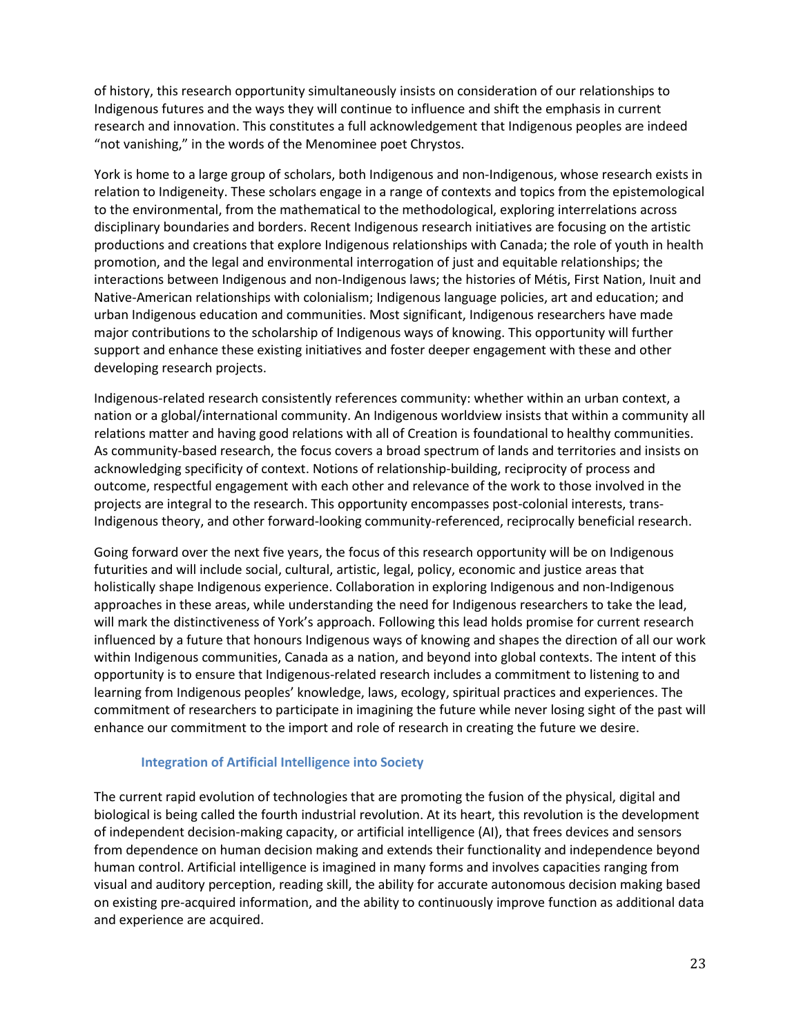of history, this research opportunity simultaneously insists on consideration of our relationships to Indigenous futures and the ways they will continue to influence and shift the emphasis in current research and innovation. This constitutes a full acknowledgement that Indigenous peoples are indeed "not vanishing," in the words of the Menominee poet Chrystos.

York is home to a large group of scholars, both Indigenous and non-Indigenous, whose research exists in relation to Indigeneity. These scholars engage in a range of contexts and topics from the epistemological to the environmental, from the mathematical to the methodological, exploring interrelations across disciplinary boundaries and borders. Recent Indigenous research initiatives are focusing on the artistic productions and creations that explore Indigenous relationships with Canada; the role of youth in health promotion, and the legal and environmental interrogation of just and equitable relationships; the interactions between Indigenous and non-Indigenous laws; the histories of Métis, First Nation, Inuit and Native-American relationships with colonialism; Indigenous language policies, art and education; and urban Indigenous education and communities. Most significant, Indigenous researchers have made major contributions to the scholarship of Indigenous ways of knowing. This opportunity will further support and enhance these existing initiatives and foster deeper engagement with these and other developing research projects.

Indigenous-related research consistently references community: whether within an urban context, a nation or a global/international community. An Indigenous worldview insists that within a community all relations matter and having good relations with all of Creation is foundational to healthy communities. As community-based research, the focus covers a broad spectrum of lands and territories and insists on acknowledging specificity of context. Notions of relationship-building, reciprocity of process and outcome, respectful engagement with each other and relevance of the work to those involved in the projects are integral to the research. This opportunity encompasses post-colonial interests, trans-Indigenous theory, and other forward-looking community-referenced, reciprocally beneficial research.

Going forward over the next five years, the focus of this research opportunity will be on Indigenous futurities and will include social, cultural, artistic, legal, policy, economic and justice areas that holistically shape Indigenous experience. Collaboration in exploring Indigenous and non-Indigenous approaches in these areas, while understanding the need for Indigenous researchers to take the lead, will mark the distinctiveness of York's approach. Following this lead holds promise for current research influenced by a future that honours Indigenous ways of knowing and shapes the direction of all our work within Indigenous communities, Canada as a nation, and beyond into global contexts. The intent of this opportunity is to ensure that Indigenous-related research includes a commitment to listening to and learning from Indigenous peoples' knowledge, laws, ecology, spiritual practices and experiences. The commitment of researchers to participate in imagining the future while never losing sight of the past will enhance our commitment to the import and role of research in creating the future we desire.

### Integration of Artificial Intelligence into Society

The current rapid evolution of technologies that are promoting the fusion of the physical, digital and biological is being called the fourth industrial revolution. At its heart, this revolution is the development of independent decision-making capacity, or artificial intelligence (AI), that frees devices and sensors from dependence on human decision making and extends their functionality and independence beyond human control. Artificial intelligence is imagined in many forms and involves capacities ranging from visual and auditory perception, reading skill, the ability for accurate autonomous decision making based on existing pre-acquired information, and the ability to continuously improve function as additional data and experience are acquired.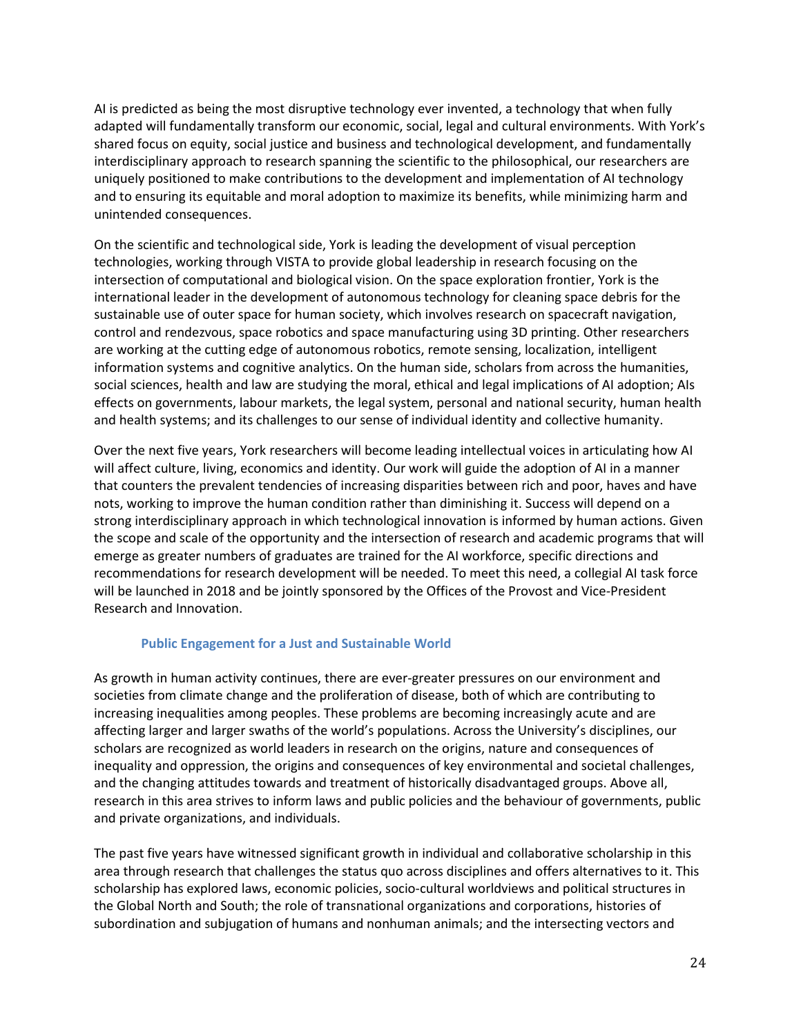AI is predicted as being the most disruptive technology ever invented, a technology that when fully adapted will fundamentally transform our economic, social, legal and cultural environments. With York's shared focus on equity, social justice and business and technological development, and fundamentally interdisciplinary approach to research spanning the scientific to the philosophical, our researchers are uniquely positioned to make contributions to the development and implementation of AI technology and to ensuring its equitable and moral adoption to maximize its benefits, while minimizing harm and unintended consequences.

On the scientific and technological side, York is leading the development of visual perception technologies, working through VISTA to provide global leadership in research focusing on the intersection of computational and biological vision. On the space exploration frontier, York is the international leader in the development of autonomous technology for cleaning space debris for the sustainable use of outer space for human society, which involves research on spacecraft navigation, control and rendezvous, space robotics and space manufacturing using 3D printing. Other researchers are working at the cutting edge of autonomous robotics, remote sensing, localization, intelligent information systems and cognitive analytics. On the human side, scholars from across the humanities, social sciences, health and law are studying the moral, ethical and legal implications of AI adoption; AIs effects on governments, labour markets, the legal system, personal and national security, human health and health systems; and its challenges to our sense of individual identity and collective humanity.

Over the next five years, York researchers will become leading intellectual voices in articulating how AI will affect culture, living, economics and identity. Our work will guide the adoption of AI in a manner that counters the prevalent tendencies of increasing disparities between rich and poor, haves and have nots, working to improve the human condition rather than diminishing it. Success will depend on a strong interdisciplinary approach in which technological innovation is informed by human actions. Given the scope and scale of the opportunity and the intersection of research and academic programs that will emerge as greater numbers of graduates are trained for the AI workforce, specific directions and recommendations for research development will be needed. To meet this need, a collegial AI task force will be launched in 2018 and be jointly sponsored by the Offices of the Provost and Vice-President Research and Innovation.

### Public Engagement for a Just and Sustainable World

As growth in human activity continues, there are ever-greater pressures on our environment and societies from climate change and the proliferation of disease, both of which are contributing to increasing inequalities among peoples. These problems are becoming increasingly acute and are affecting larger and larger swaths of the world's populations. Across the University's disciplines, our scholars are recognized as world leaders in research on the origins, nature and consequences of inequality and oppression, the origins and consequences of key environmental and societal challenges, and the changing attitudes towards and treatment of historically disadvantaged groups. Above all, research in this area strives to inform laws and public policies and the behaviour of governments, public and private organizations, and individuals.

The past five years have witnessed significant growth in individual and collaborative scholarship in this area through research that challenges the status quo across disciplines and offers alternatives to it. This scholarship has explored laws, economic policies, socio-cultural worldviews and political structures in the Global North and South; the role of transnational organizations and corporations, histories of subordination and subjugation of humans and nonhuman animals; and the intersecting vectors and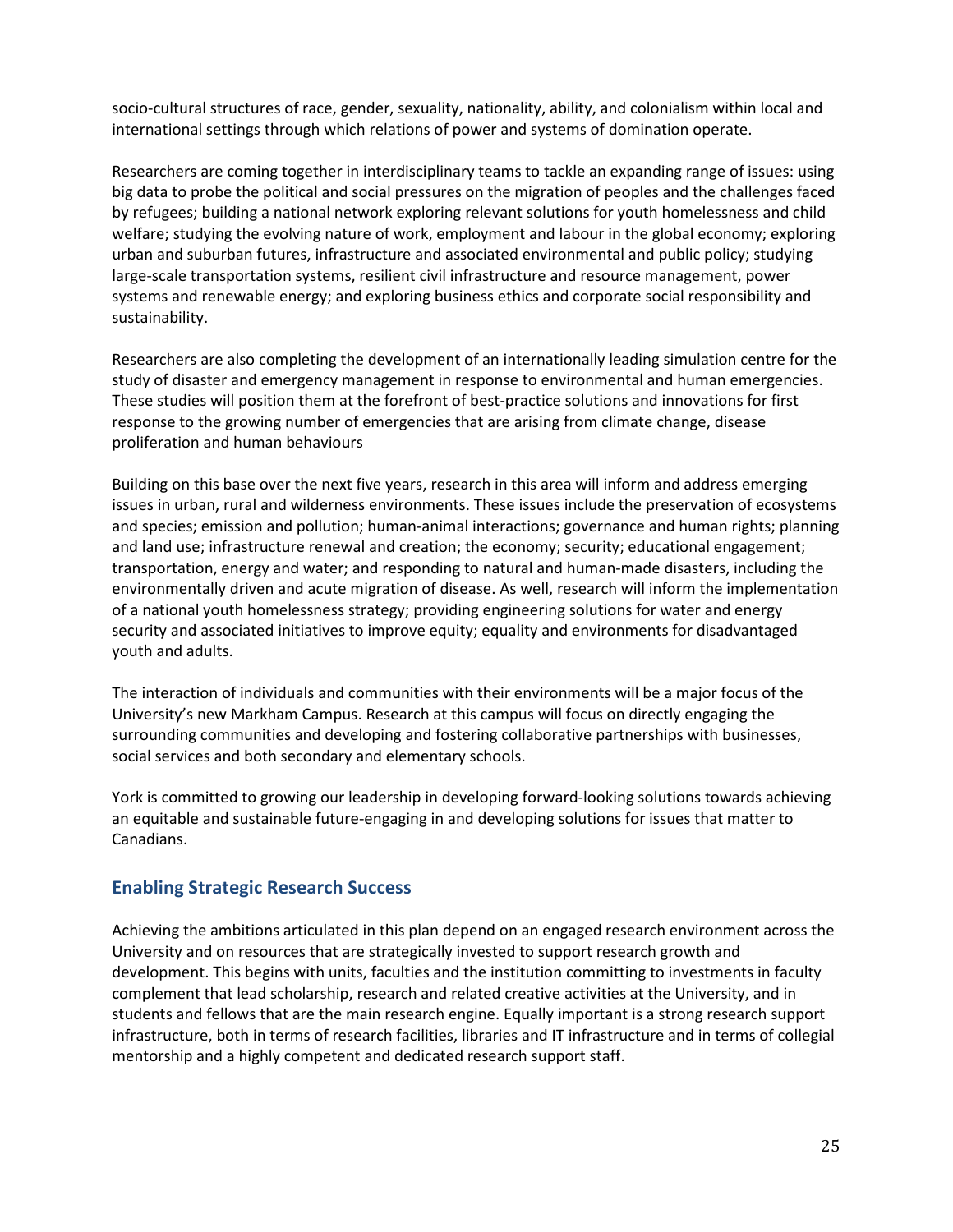socio-cultural structures of race, gender, sexuality, nationality, ability, and colonialism within local and international settings through which relations of power and systems of domination operate.

Researchers are coming together in interdisciplinary teams to tackle an expanding range of issues: using big data to probe the political and social pressures on the migration of peoples and the challenges faced by refugees; building a national network exploring relevant solutions for youth homelessness and child welfare; studying the evolving nature of work, employment and labour in the global economy; exploring urban and suburban futures, infrastructure and associated environmental and public policy; studying large-scale transportation systems, resilient civil infrastructure and resource management, power systems and renewable energy; and exploring business ethics and corporate social responsibility and sustainability.

Researchers are also completing the development of an internationally leading simulation centre for the study of disaster and emergency management in response to environmental and human emergencies. These studies will position them at the forefront of best-practice solutions and innovations for first response to the growing number of emergencies that are arising from climate change, disease proliferation and human behaviours

Building on this base over the next five years, research in this area will inform and address emerging issues in urban, rural and wilderness environments. These issues include the preservation of ecosystems and species; emission and pollution; human-animal interactions; governance and human rights; planning and land use; infrastructure renewal and creation; the economy; security; educational engagement; transportation, energy and water; and responding to natural and human-made disasters, including the environmentally driven and acute migration of disease. As well, research will inform the implementation of a national youth homelessness strategy; providing engineering solutions for water and energy security and associated initiatives to improve equity; equality and environments for disadvantaged youth and adults.

The interaction of individuals and communities with their environments will be a major focus of the University's new Markham Campus. Research at this campus will focus on directly engaging the surrounding communities and developing and fostering collaborative partnerships with businesses, social services and both secondary and elementary schools.

York is committed to growing our leadership in developing forward-looking solutions towards achieving an equitable and sustainable future-engaging in and developing solutions for issues that matter to Canadians.

## Enabling Strategic Research Success

Achieving the ambitions articulated in this plan depend on an engaged research environment across the University and on resources that are strategically invested to support research growth and development. This begins with units, faculties and the institution committing to investments in faculty complement that lead scholarship, research and related creative activities at the University, and in students and fellows that are the main research engine. Equally important is a strong research support infrastructure, both in terms of research facilities, libraries and IT infrastructure and in terms of collegial mentorship and a highly competent and dedicated research support staff.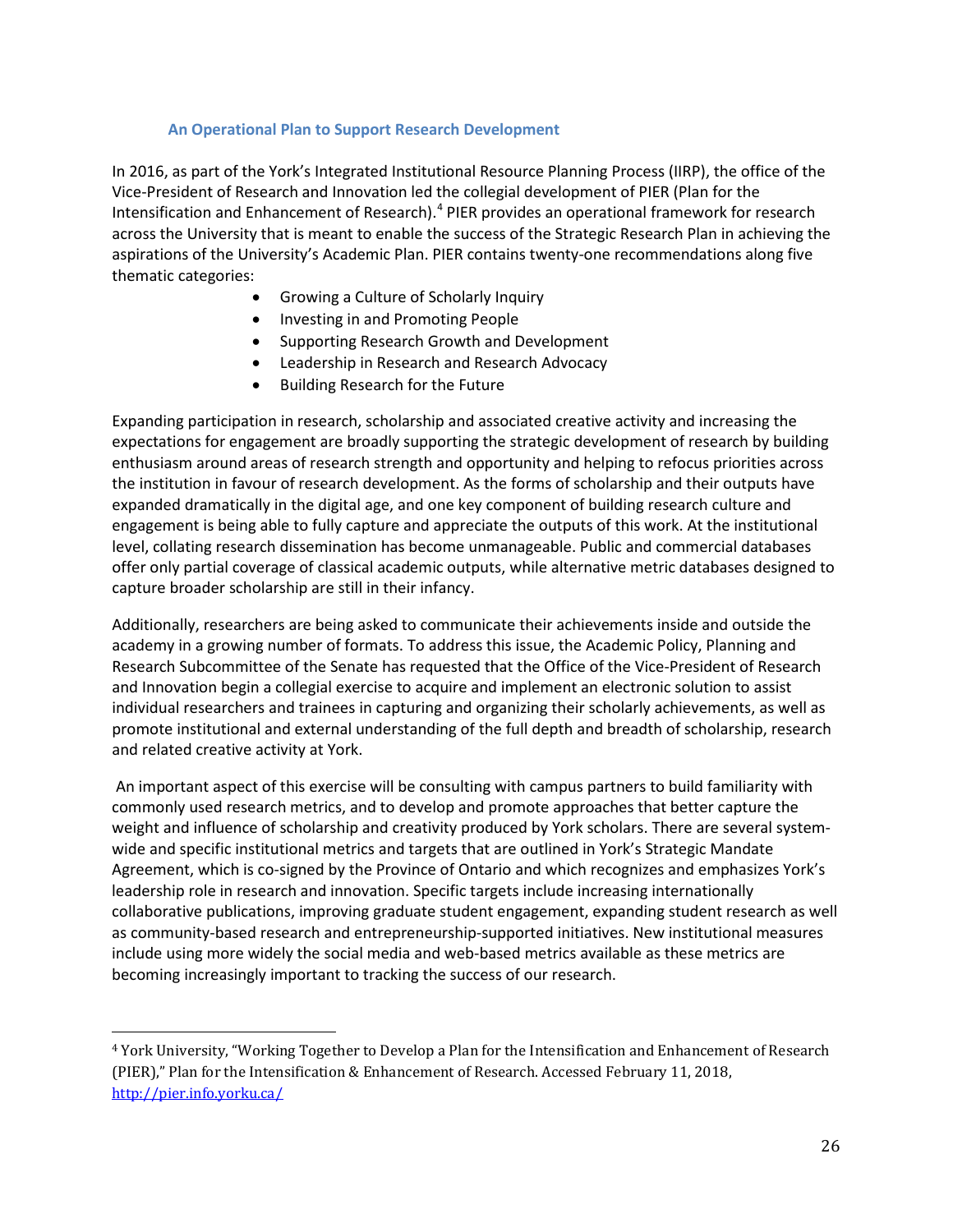### An Operational Plan to Support Research Development

In 2016, as part of the York's Integrated Institutional Resource Planning Process (IIRP), the office of the Vice-President of Research and Innovation led the collegial development of PIER (Plan for the Intensification and Enhancement of Research).[4] PIER provides an operational framework for research across the University that is meant to enable the success of the Strategic Research Plan in achieving the aspirations of the University's Academic Plan. PIER contains twenty-one recommendations along five thematic categories:

- Growing a Culture of Scholarly Inquiry
- Investing in and Promoting People
- Supporting Research Growth and Development
- Leadership in Research and Research Advocacy
- Building Research for the Future

Expanding participation in research, scholarship and associated creative activity and increasing the expectations for engagement are broadly supporting the strategic development of research by building enthusiasm around areas of research strength and opportunity and helping to refocus priorities across the institution in favour of research development. As the forms of scholarship and their outputs have expanded dramatically in the digital age, and one key component of building research culture and engagement is being able to fully capture and appreciate the outputs of this work. At the institutional level, collating research dissemination has become unmanageable. Public and commercial databases offer only partial coverage of classical academic outputs, while alternative metric databases designed to capture broader scholarship are still in their infancy.

Additionally, researchers are being asked to communicate their achievements inside and outside the academy in a growing number of formats. To address this issue, the Academic Policy, Planning and Research Subcommittee of the Senate has requested that the Office of the Vice-President of Research and Innovation begin a collegial exercise to acquire and implement an electronic solution to assist individual researchers and trainees in capturing and organizing their scholarly achievements, as well as promote institutional and external understanding of the full depth and breadth of scholarship, research and related creative activity at York.

An important aspect of this exercise will be consulting with campus partners to build familiarity with commonly used research metrics, and to develop and promote approaches that better capture the weight and influence of scholarship and creativity produced by York scholars. There are several system-wide and specific institutional metrics and targets that are outlined in York's Strategic Mandate Agreement, which is co-signed by the Province of Ontario and which recognizes and emphasizes York's leadership role in research and innovation. Specific targets include increasing internationally collaborative publications, improving graduate student engagement, expanding student research as well as community-based research and entrepreneurship-supported initiatives. New institutional measures include using more widely the social media and web-based metrics available as these metrics are becoming increasingly important to tracking the success of our research.

---

[4] York University, "Working Together to Develop a Plan for the Intensification and Enhancement of Research (PIER)," Plan for the Intensification & Enhancement of Research. Accessed February 11, 2018, http://pier.info.yorku.ca/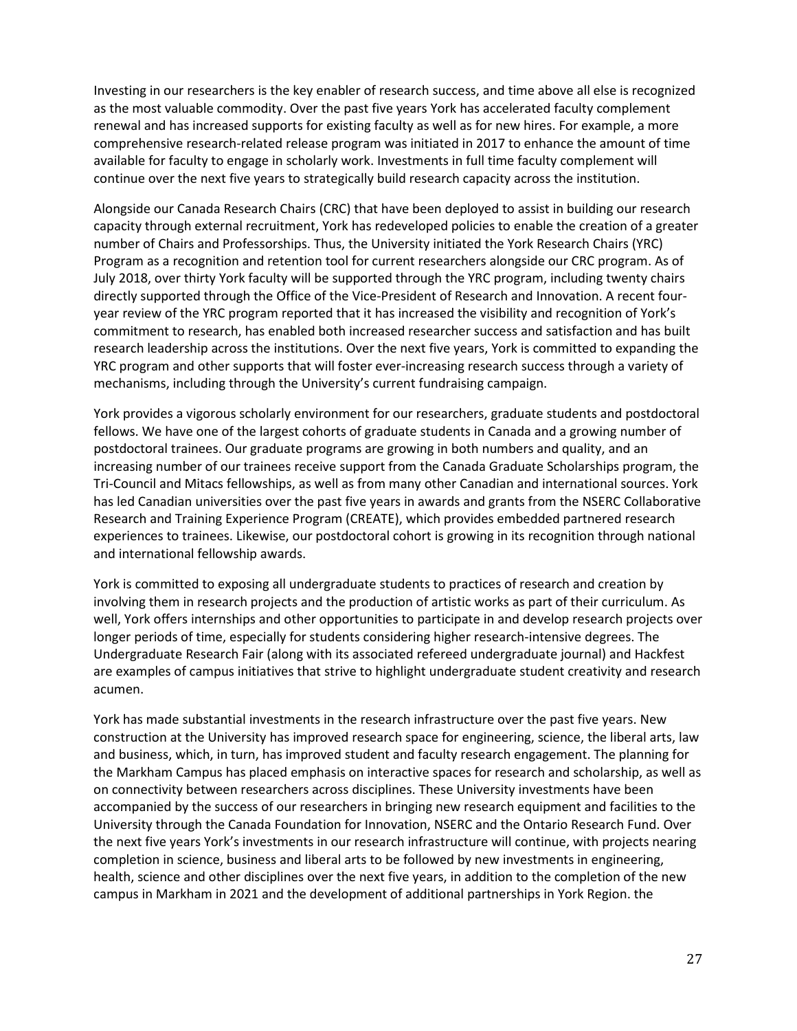Investing in our researchers is the key enabler of research success, and time above all else is recognized as the most valuable commodity. Over the past five years York has accelerated faculty complement renewal and has increased supports for existing faculty as well as for new hires. For example, a more comprehensive research-related release program was initiated in 2017 to enhance the amount of time available for faculty to engage in scholarly work. Investments in full time faculty complement will continue over the next five years to strategically build research capacity across the institution.

Alongside our Canada Research Chairs (CRC) that have been deployed to assist in building our research capacity through external recruitment, York has redeveloped policies to enable the creation of a greater number of Chairs and Professorships. Thus, the University initiated the York Research Chairs (YRC) Program as a recognition and retention tool for current researchers alongside our CRC program. As of July 2018, over thirty York faculty will be supported through the YRC program, including twenty chairs directly supported through the Office of the Vice-President of Research and Innovation. A recent four-year review of the YRC program reported that it has increased the visibility and recognition of York's commitment to research, has enabled both increased researcher success and satisfaction and has built research leadership across the institutions. Over the next five years, York is committed to expanding the YRC program and other supports that will foster ever-increasing research success through a variety of mechanisms, including through the University's current fundraising campaign.

York provides a vigorous scholarly environment for our researchers, graduate students and postdoctoral fellows. We have one of the largest cohorts of graduate students in Canada and a growing number of postdoctoral trainees. Our graduate programs are growing in both numbers and quality, and an increasing number of our trainees receive support from the Canada Graduate Scholarships program, the Tri-Council and Mitacs fellowships, as well as from many other Canadian and international sources. York has led Canadian universities over the past five years in awards and grants from the NSERC Collaborative Research and Training Experience Program (CREATE), which provides embedded partnered research experiences to trainees. Likewise, our postdoctoral cohort is growing in its recognition through national and international fellowship awards.

York is committed to exposing all undergraduate students to practices of research and creation by involving them in research projects and the production of artistic works as part of their curriculum. As well, York offers internships and other opportunities to participate in and develop research projects over longer periods of time, especially for students considering higher research-intensive degrees. The Undergraduate Research Fair (along with its associated refereed undergraduate journal) and Hackfest are examples of campus initiatives that strive to highlight undergraduate student creativity and research acumen.

York has made substantial investments in the research infrastructure over the past five years. New construction at the University has improved research space for engineering, science, the liberal arts, law and business, which, in turn, has improved student and faculty research engagement. The planning for the Markham Campus has placed emphasis on interactive spaces for research and scholarship, as well as on connectivity between researchers across disciplines. These University investments have been accompanied by the success of our researchers in bringing new research equipment and facilities to the University through the Canada Foundation for Innovation, NSERC and the Ontario Research Fund. Over the next five years York's investments in our research infrastructure will continue, with projects nearing completion in science, business and liberal arts to be followed by new investments in engineering, health, science and other disciplines over the next five years, in addition to the completion of the new campus in Markham in 2021 and the development of additional partnerships in York Region. the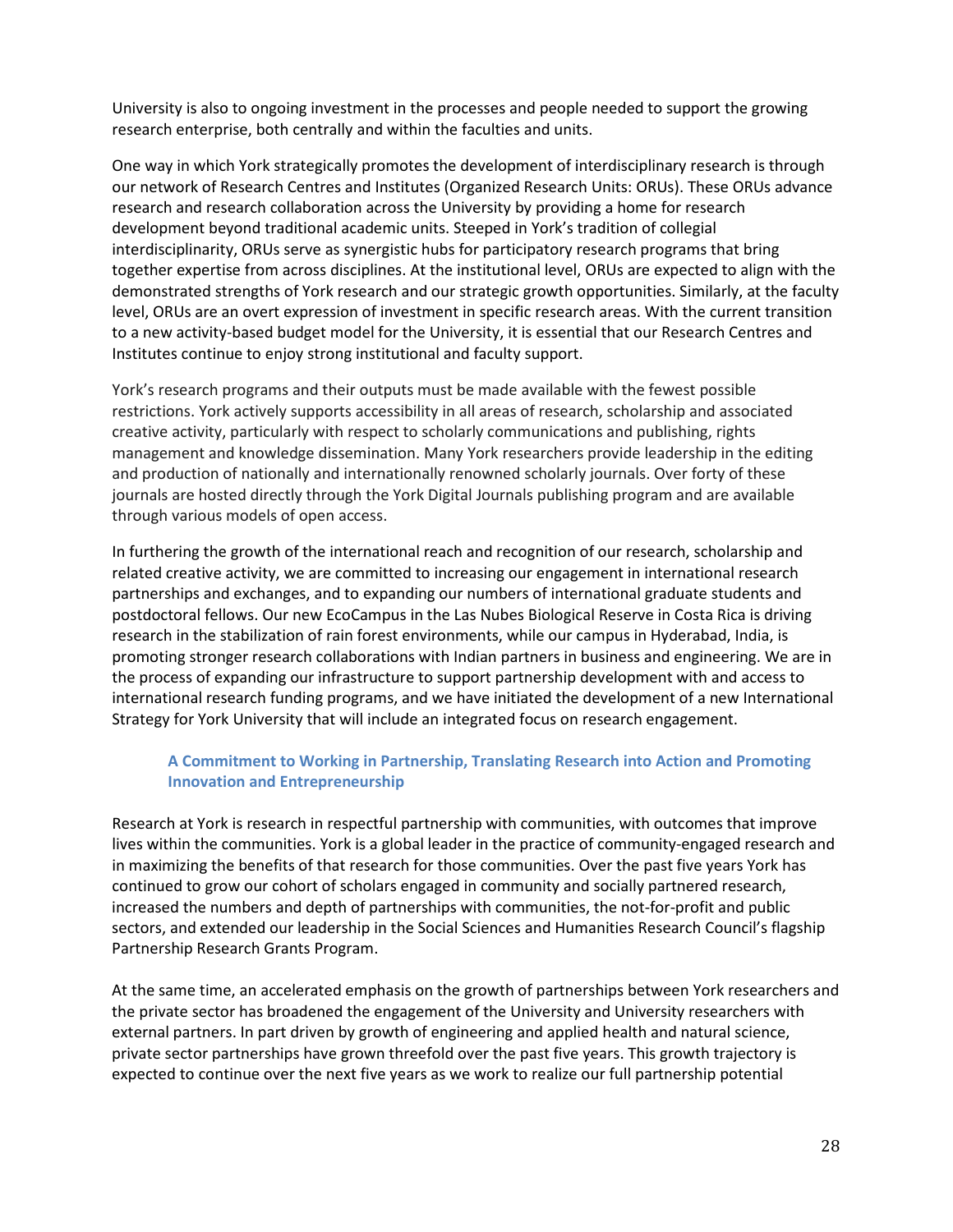University is also to ongoing investment in the processes and people needed to support the growing research enterprise, both centrally and within the faculties and units.

One way in which York strategically promotes the development of interdisciplinary research is through our network of Research Centres and Institutes (Organized Research Units: ORUs). These ORUs advance research and research collaboration across the University by providing a home for research development beyond traditional academic units. Steeped in York's tradition of collegial interdisciplinarity, ORUs serve as synergistic hubs for participatory research programs that bring together expertise from across disciplines. At the institutional level, ORUs are expected to align with the demonstrated strengths of York research and our strategic growth opportunities. Similarly, at the faculty level, ORUs are an overt expression of investment in specific research areas. With the current transition to a new activity-based budget model for the University, it is essential that our Research Centres and Institutes continue to enjoy strong institutional and faculty support.

York's research programs and their outputs must be made available with the fewest possible restrictions. York actively supports accessibility in all areas of research, scholarship and associated creative activity, particularly with respect to scholarly communications and publishing, rights management and knowledge dissemination. Many York researchers provide leadership in the editing and production of nationally and internationally renowned scholarly journals. Over forty of these journals are hosted directly through the York Digital Journals publishing program and are available through various models of open access.

In furthering the growth of the international reach and recognition of our research, scholarship and related creative activity, we are committed to increasing our engagement in international research partnerships and exchanges, and to expanding our numbers of international graduate students and postdoctoral fellows. Our new EcoCampus in the Las Nubes Biological Reserve in Costa Rica is driving research in the stabilization of rain forest environments, while our campus in Hyderabad, India, is promoting stronger research collaborations with Indian partners in business and engineering. We are in the process of expanding our infrastructure to support partnership development with and access to international research funding programs, and we have initiated the development of a new International Strategy for York University that will include an integrated focus on research engagement.

### A Commitment to Working in Partnership, Translating Research into Action and Promoting Innovation and Entrepreneurship

Research at York is research in respectful partnership with communities, with outcomes that improve lives within the communities. York is a global leader in the practice of community-engaged research and in maximizing the benefits of that research for those communities. Over the past five years York has continued to grow our cohort of scholars engaged in community and socially partnered research, increased the numbers and depth of partnerships with communities, the not-for-profit and public sectors, and extended our leadership in the Social Sciences and Humanities Research Council's flagship Partnership Research Grants Program.

At the same time, an accelerated emphasis on the growth of partnerships between York researchers and the private sector has broadened the engagement of the University and University researchers with external partners. In part driven by growth of engineering and applied health and natural science, private sector partnerships have grown threefold over the past five years. This growth trajectory is expected to continue over the next five years as we work to realize our full partnership potential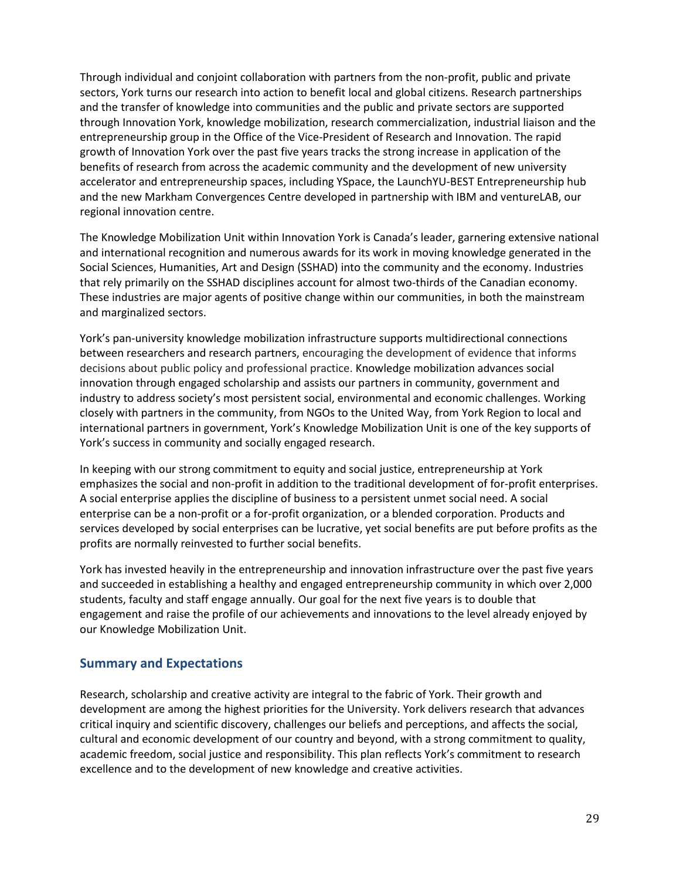Through individual and conjoint collaboration with partners from the non-profit, public and private sectors, York turns our research into action to benefit local and global citizens. Research partnerships and the transfer of knowledge into communities and the public and private sectors are supported through Innovation York, knowledge mobilization, research commercialization, industrial liaison and the entrepreneurship group in the Office of the Vice-President of Research and Innovation. The rapid growth of Innovation York over the past five years tracks the strong increase in application of the benefits of research from across the academic community and the development of new university accelerator and entrepreneurship spaces, including YSpace, the LaunchYU-BEST Entrepreneurship hub and the new Markham Convergences Centre developed in partnership with IBM and ventureLAB, our regional innovation centre.

The Knowledge Mobilization Unit within Innovation York is Canada's leader, garnering extensive national and international recognition and numerous awards for its work in moving knowledge generated in the Social Sciences, Humanities, Art and Design (SSHAD) into the community and the economy. Industries that rely primarily on the SSHAD disciplines account for almost two-thirds of the Canadian economy. These industries are major agents of positive change within our communities, in both the mainstream and marginalized sectors.

York's pan-university knowledge mobilization infrastructure supports multidirectional connections between researchers and research partners, encouraging the development of evidence that informs decisions about public policy and professional practice. Knowledge mobilization advances social innovation through engaged scholarship and assists our partners in community, government and industry to address society's most persistent social, environmental and economic challenges. Working closely with partners in the community, from NGOs to the United Way, from York Region to local and international partners in government, York's Knowledge Mobilization Unit is one of the key supports of York's success in community and socially engaged research.

In keeping with our strong commitment to equity and social justice, entrepreneurship at York emphasizes the social and non-profit in addition to the traditional development of for-profit enterprises. A social enterprise applies the discipline of business to a persistent unmet social need. A social enterprise can be a non-profit or a for-profit organization, or a blended corporation. Products and services developed by social enterprises can be lucrative, yet social benefits are put before profits as the profits are normally reinvested to further social benefits.

York has invested heavily in the entrepreneurship and innovation infrastructure over the past five years and succeeded in establishing a healthy and engaged entrepreneurship community in which over 2,000 students, faculty and staff engage annually. Our goal for the next five years is to double that engagement and raise the profile of our achievements and innovations to the level already enjoyed by our Knowledge Mobilization Unit.

## Summary and Expectations

Research, scholarship and creative activity are integral to the fabric of York. Their growth and development are among the highest priorities for the University. York delivers research that advances critical inquiry and scientific discovery, challenges our beliefs and perceptions, and affects the social, cultural and economic development of our country and beyond, with a strong commitment to quality, academic freedom, social justice and responsibility. This plan reflects York's commitment to research excellence and to the development of new knowledge and creative activities.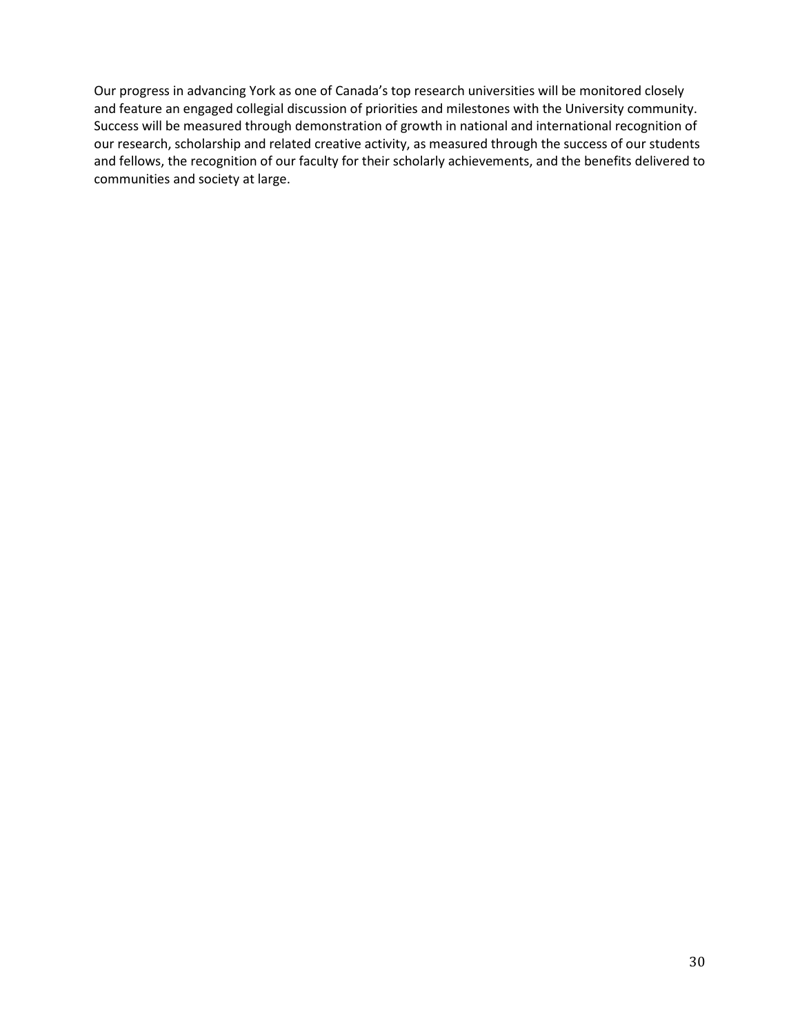Our progress in advancing York as one of Canada's top research universities will be monitored closely and feature an engaged collegial discussion of priorities and milestones with the University community. Success will be measured through demonstration of growth in national and international recognition of our research, scholarship and related creative activity, as measured through the success of our students and fellows, the recognition of our faculty for their scholarly achievements, and the benefits delivered to communities and society at large.